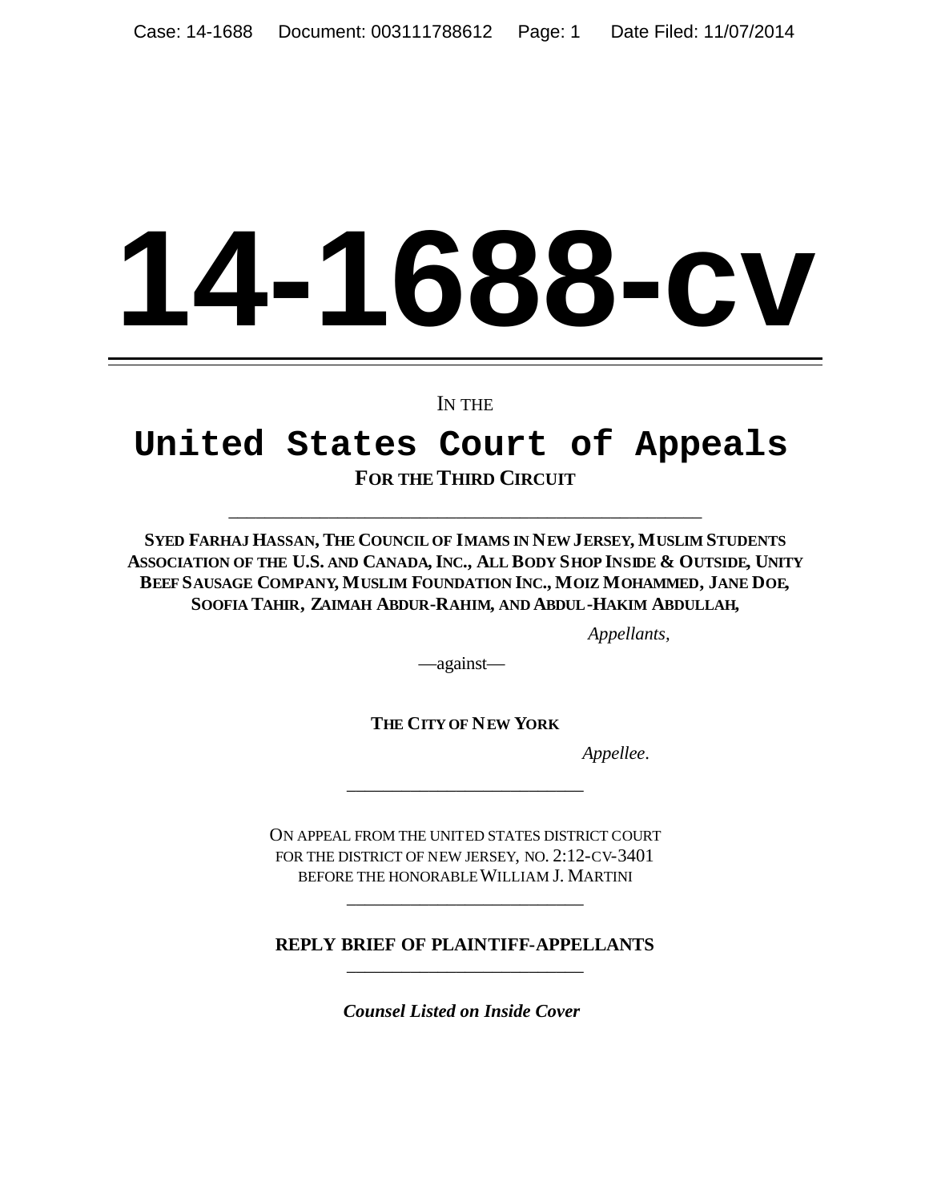# 14-1688-cv

IN THE

## United States Court of Appeals

**FOR THE THIRD CIRCUIT**

---

**SYED FARHAJ HASSAN, THE COUNCIL OF IMAMS IN NEW JERSEY, MUSLIM STUDENTS ASSOCIATION OF THE U.S. AND CANADA, INC., ALL BODY SHOP INSIDE & OUTSIDE, UNITY BEEF SAUSAGE COMPANY, MUSLIM FOUNDATION INC., MOIZ MOHAMMED, JANE DOE, SOOFIA TAHIR, ZAIMAH ABDUR-RAHIM, AND ABDUL-HAKIM ABDULLAH,**

*Appellants,*

—against—

**THE CITY OF NEW YORK**

*Appellee.*

---

ON APPEAL FROM THE UNITED STATES DISTRICT COURT FOR THE DISTRICT OF NEW JERSEY, NO. 2:12-CV-3401 BEFORE THE HONORABLE WILLIAM J. MARTINI

---

**REPLY BRIEF OF PLAINTIFF-APPELLANTS**

---

***Counsel Listed on Inside Cover***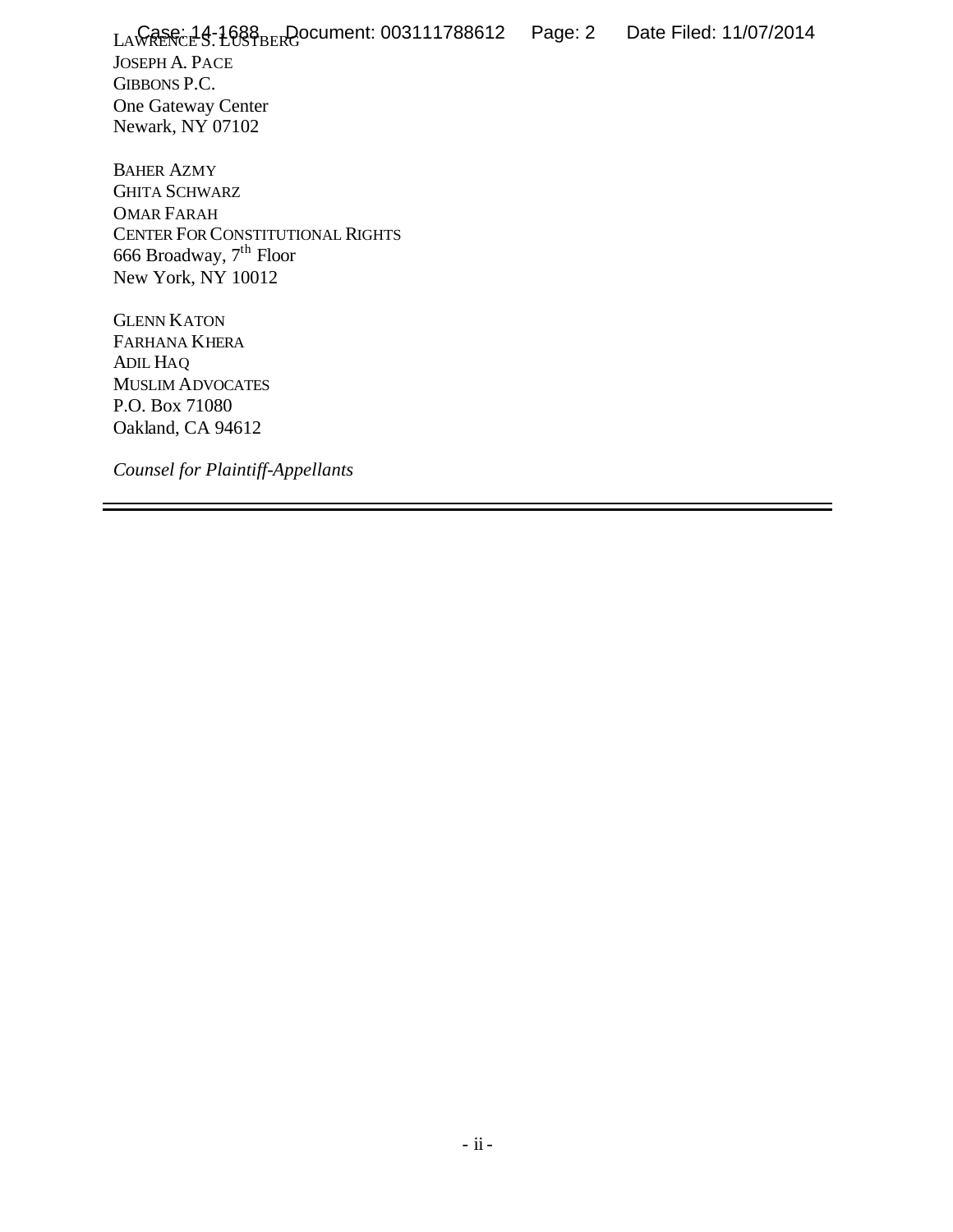LAWRENCE S. LUSTBERG
JOSEPH A. PACE
GIBBONS P.C.
One Gateway Center
Newark, NY 07102

BAHER AZMY
GHITA SCHWARZ
OMAR FARAH
CENTER FOR CONSTITUTIONAL RIGHTS
666 Broadway, $7^{th}$ Floor
New York, NY 10012

GLENN KATON
FARHANA KHERA
ADIL HAQ
MUSLIM ADVOCATES
P.O. Box 71080
Oakland, CA 94612

*Counsel for Plaintiff-Appellants*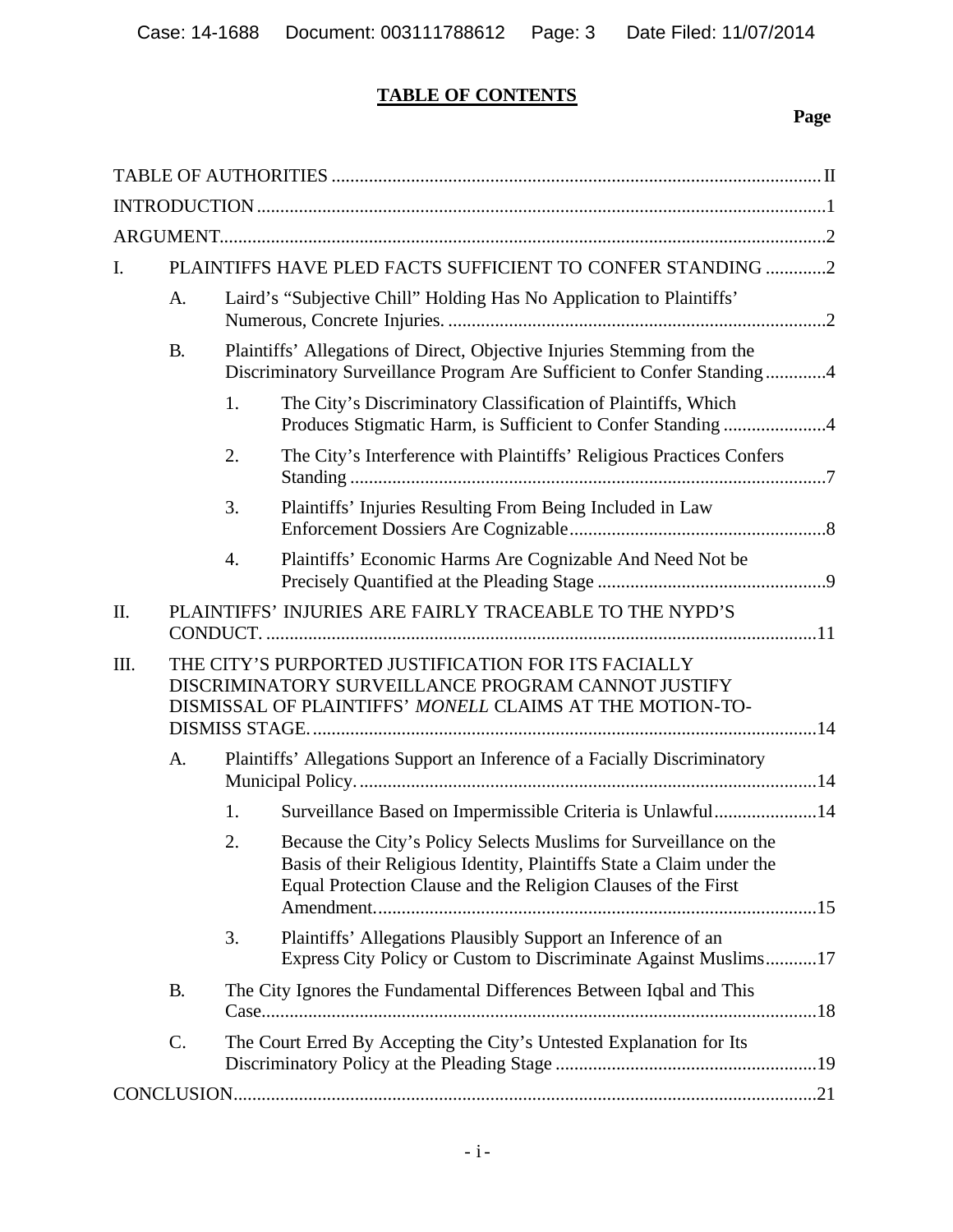**TABLE OF CONTENTS**

**Page**

TABLE OF AUTHORITIES ........ II

INTRODUCTION ........ 1

ARGUMENT ........ 2

I. PLAINTIFFS HAVE PLED FACTS SUFFICIENT TO CONFER STANDING ........ 2

- A. Laird's "Subjective Chill" Holding Has No Application to Plaintiffs' Numerous, Concrete Injuries. ........ 2
- B. Plaintiffs' Allegations of Direct, Objective Injuries Stemming from the Discriminatory Surveillance Program Are Sufficient to Confer Standing ........ 4
  - 1. The City's Discriminatory Classification of Plaintiffs, Which Produces Stigmatic Harm, is Sufficient to Confer Standing ........ 4
  - 2. The City's Interference with Plaintiffs' Religious Practices Confers Standing ........ 7
  - 3. Plaintiffs' Injuries Resulting From Being Included in Law Enforcement Dossiers Are Cognizable ........ 8
  - 4. Plaintiffs' Economic Harms Are Cognizable And Need Not be Precisely Quantified at the Pleading Stage ........ 9

II. PLAINTIFFS' INJURIES ARE FAIRLY TRACEABLE TO THE NYPD'S CONDUCT. ........ 11

III. THE CITY'S PURPORTED JUSTIFICATION FOR ITS FACIALLY DISCRIMINATORY SURVEILLANCE PROGRAM CANNOT JUSTIFY DISMISSAL OF PLAINTIFFS' *MONELL* CLAIMS AT THE MOTION-TO-DISMISS STAGE. ........ 14

- A. Plaintiffs' Allegations Support an Inference of a Facially Discriminatory Municipal Policy. ........ 14
  - 1. Surveillance Based on Impermissible Criteria is Unlawful ........ 14
  - 2. Because the City's Policy Selects Muslims for Surveillance on the Basis of their Religious Identity, Plaintiffs State a Claim under the Equal Protection Clause and the Religion Clauses of the First Amendment. ........ 15
  - 3. Plaintiffs' Allegations Plausibly Support an Inference of an Express City Policy or Custom to Discriminate Against Muslims ........ 17
- B. The City Ignores the Fundamental Differences Between Iqbal and This Case. ........ 18
- C. The Court Erred By Accepting the City's Untested Explanation for Its Discriminatory Policy at the Pleading Stage ........ 19

CONCLUSION ........ 21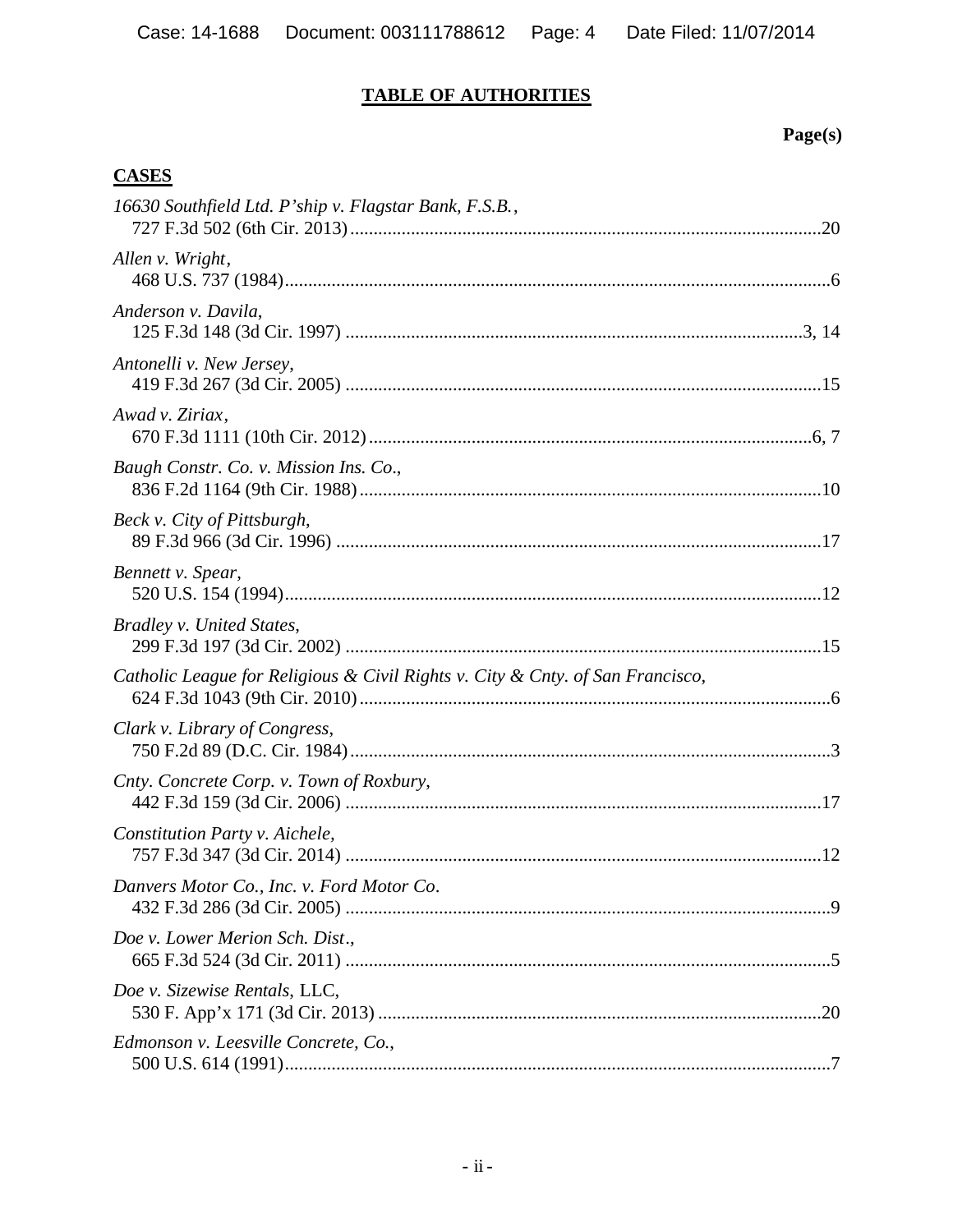## TABLE OF AUTHORITIES

**Page(s)**

### CASES

*16630 Southfield Ltd. P'ship v. Flagstar Bank, F.S.B.*,
727 F.3d 502 (6th Cir. 2013) ....................................................................................20

*Allen v. Wright*,
468 U.S. 737 (1984)....................................................................................................6

*Anderson v. Davila*,
125 F.3d 148 (3d Cir. 1997) ..................................................................................3, 14

*Antonelli v. New Jersey*,
419 F.3d 267 (3d Cir. 2005) .....................................................................................15

*Awad v. Ziriax*,
670 F.3d 1111 (10th Cir. 2012) ...............................................................................6, 7

*Baugh Constr. Co. v. Mission Ins. Co.*,
836 F.2d 1164 (9th Cir. 1988) ..................................................................................10

*Beck v. City of Pittsburgh*,
89 F.3d 966 (3d Cir. 1996) .......................................................................................17

*Bennett v. Spear*,
520 U.S. 154 (1994)..................................................................................................12

*Bradley v. United States*,
299 F.3d 197 (3d Cir. 2002) .....................................................................................15

*Catholic League for Religious & Civil Rights v. City & Cnty. of San Francisco*,
624 F.3d 1043 (9th Cir. 2010) ....................................................................................6

*Clark v. Library of Congress*,
750 F.2d 89 (D.C. Cir. 1984) ......................................................................................3

*Cnty. Concrete Corp. v. Town of Roxbury*,
442 F.3d 159 (3d Cir. 2006) .....................................................................................17

*Constitution Party v. Aichele*,
757 F.3d 347 (3d Cir. 2014) .....................................................................................12

*Danvers Motor Co., Inc. v. Ford Motor Co*.
432 F.3d 286 (3d Cir. 2005) .......................................................................................9

*Doe v. Lower Merion Sch. Dist*.,
665 F.3d 524 (3d Cir. 2011) .......................................................................................5

*Doe v. Sizewise Rentals*, LLC,
530 F. App'x 171 (3d Cir. 2013) ..............................................................................20

*Edmonson v. Leesville Concrete, Co.*,
500 U.S. 614 (1991)....................................................................................................7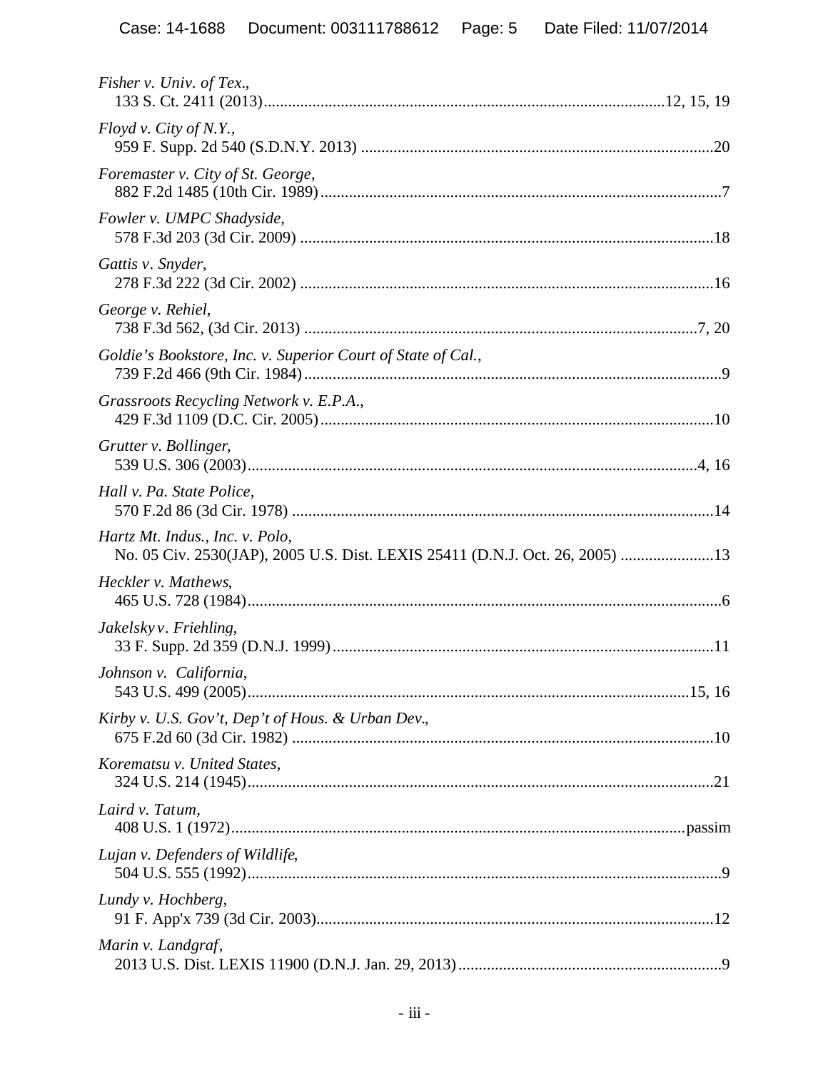*Fisher v. Univ. of Tex.*,
133 S. Ct. 2411 (2013)..................................................................................................12, 15, 19

*Floyd v. City of N.Y.*,
959 F. Supp. 2d 540 (S.D.N.Y. 2013) ......................................................................................20

*Foremaster v. City of St. George*,
882 F.2d 1485 (10th Cir. 1989)..................................................................................................7

*Fowler v. UMPC Shadyside*,
578 F.3d 203 (3d Cir. 2009) .....................................................................................................18

*Gattis v. Snyder*,
278 F.3d 222 (3d Cir. 2002) .....................................................................................................16

*George v. Rehiel*,
738 F.3d 562, (3d Cir. 2013) .................................................................................................7, 20

*Goldie's Bookstore, Inc. v. Superior Court of State of Cal.*,
739 F.2d 466 (9th Cir. 1984).......................................................................................................9

*Grassroots Recycling Network v. E.P.A.*,
429 F.3d 1109 (D.C. Cir. 2005)................................................................................................10

*Grutter v. Bollinger*,
539 U.S. 306 (2003)...............................................................................................................4, 16

*Hall v. Pa. State Police*,
570 F.2d 86 (3d Cir. 1978) ......................................................................................................14

*Hartz Mt. Indus., Inc. v. Polo*,
No. 05 Civ. 2530(JAP), 2005 U.S. Dist. LEXIS 25411 (D.N.J. Oct. 26, 2005) .......................13

*Heckler v. Mathews*,
465 U.S. 728 (1984)....................................................................................................................6

*Jakelsky v. Friehling*,
33 F. Supp. 2d 359 (D.N.J. 1999).............................................................................................11

*Johnson v. California*,
543 U.S. 499 (2005)............................................................................................................15, 16

*Kirby v. U.S. Gov't, Dep't of Hous. & Urban Dev.*,
675 F.2d 60 (3d Cir. 1982) .......................................................................................................10

*Korematsu v. United States*,
324 U.S. 214 (1945)..................................................................................................................21

*Laird v. Tatum*,
408 U.S. 1 (1972)...............................................................................................................passim

*Lujan v. Defenders of Wildlife*,
504 U.S. 555 (1992).....................................................................................................................9

*Lundy v. Hochberg*,
91 F. App'x 739 (3d Cir. 2003).................................................................................................12

*Marin v. Landgraf*,
2013 U.S. Dist. LEXIS 11900 (D.N.J. Jan. 29, 2013).................................................................9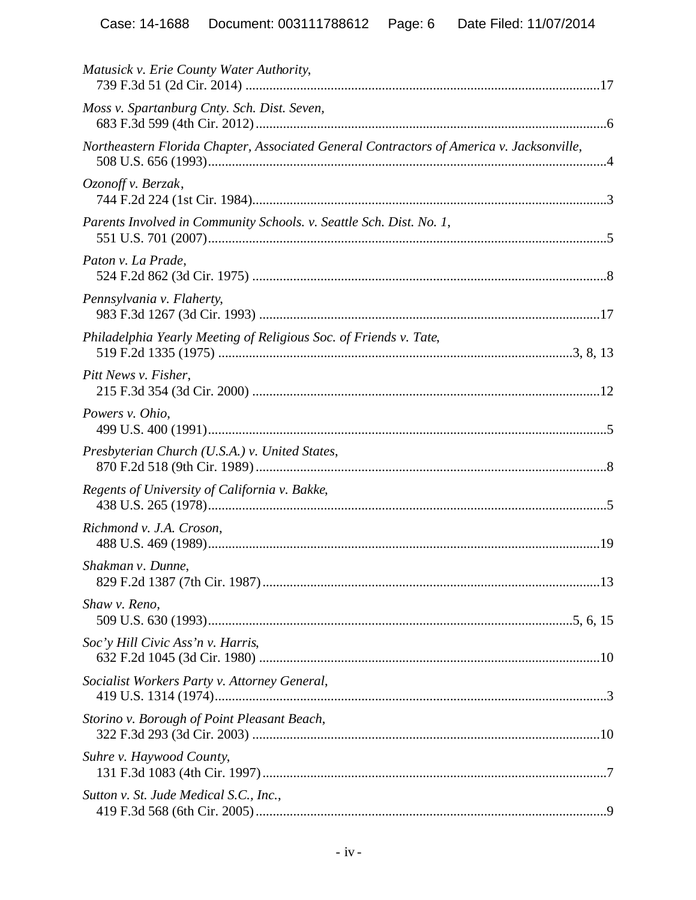*Matusick v. Erie County Water Authority*,
739 F.3d 51 (2d Cir. 2014) ....................................................................................................17

*Moss v. Spartanburg Cnty. Sch. Dist. Seven*,
683 F.3d 599 (4th Cir. 2012)....................................................................................................6

*Northeastern Florida Chapter, Associated General Contractors of America v. Jacksonville*,
508 U.S. 656 (1993)....................................................................................................................4

*Ozonoff v. Berzak*,
744 F.2d 224 (1st Cir. 1984)......................................................................................................3

*Parents Involved in Community Schools. v. Seattle Sch. Dist. No. 1*,
551 U.S. 701 (2007)....................................................................................................................5

*Paton v. La Prade*,
524 F.2d 862 (3d Cir. 1975) ......................................................................................................8

*Pennsylvania v. Flaherty*,
983 F.3d 1267 (3d Cir. 1993) ..................................................................................................17

*Philadelphia Yearly Meeting of Religious Soc. of Friends v. Tate*,
519 F.2d 1335 (1975) ..........................................................................................................3, 8, 13

*Pitt News v. Fisher*,
215 F.3d 354 (3d Cir. 2000) ....................................................................................................12

*Powers v. Ohio*,
499 U.S. 400 (1991)....................................................................................................................5

*Presbyterian Church (U.S.A.) v. United States*,
870 F.2d 518 (9th Cir. 1989)......................................................................................................8

*Regents of University of California v. Bakke*,
438 U.S. 265 (1978)....................................................................................................................5

*Richmond v. J.A. Croson*,
488 U.S. 469 (1989)..................................................................................................................19

*Shakman v. Dunne*,
829 F.2d 1387 (7th Cir. 1987)..................................................................................................13

*Shaw v. Reno*,
509 U.S. 630 (1993).........................................................................................................5, 6, 15

*Soc'y Hill Civic Ass'n v. Harris*,
632 F.2d 1045 (3d Cir. 1980) ..................................................................................................10

*Socialist Workers Party v. Attorney General*,
419 U.S. 1314 (1974)..................................................................................................................3

*Storino v. Borough of Point Pleasant Beach*,
322 F.3d 293 (3d Cir. 2003) ....................................................................................................10

*Suhre v. Haywood County*,
131 F.3d 1083 (4th Cir. 1997)....................................................................................................7

*Sutton v. St. Jude Medical S.C., Inc.*,
419 F.3d 568 (6th Cir. 2005)......................................................................................................9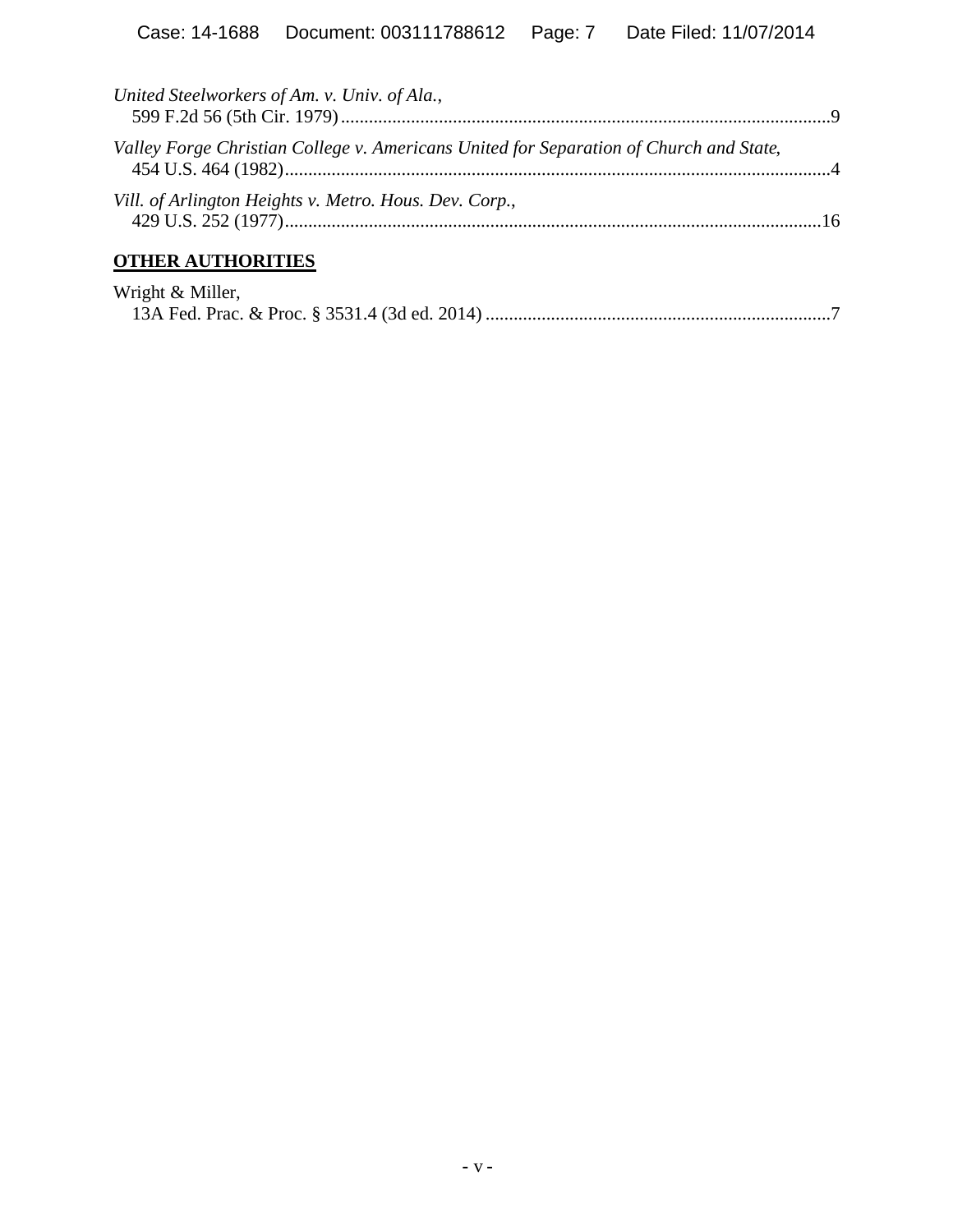*United Steelworkers of Am. v. Univ. of Ala.*,
599 F.2d 56 (5th Cir. 1979)........................................................................................................9

*Valley Forge Christian College v. Americans United for Separation of Church and State*,
454 U.S. 464 (1982)....................................................................................................................4

*Vill. of Arlington Heights v. Metro. Hous. Dev. Corp.*,
429 U.S. 252 (1977)..................................................................................................................16

**OTHER AUTHORITIES**

Wright & Miller,
13A Fed. Prac. & Proc. § 3531.4 (3d ed. 2014) .........................................................................7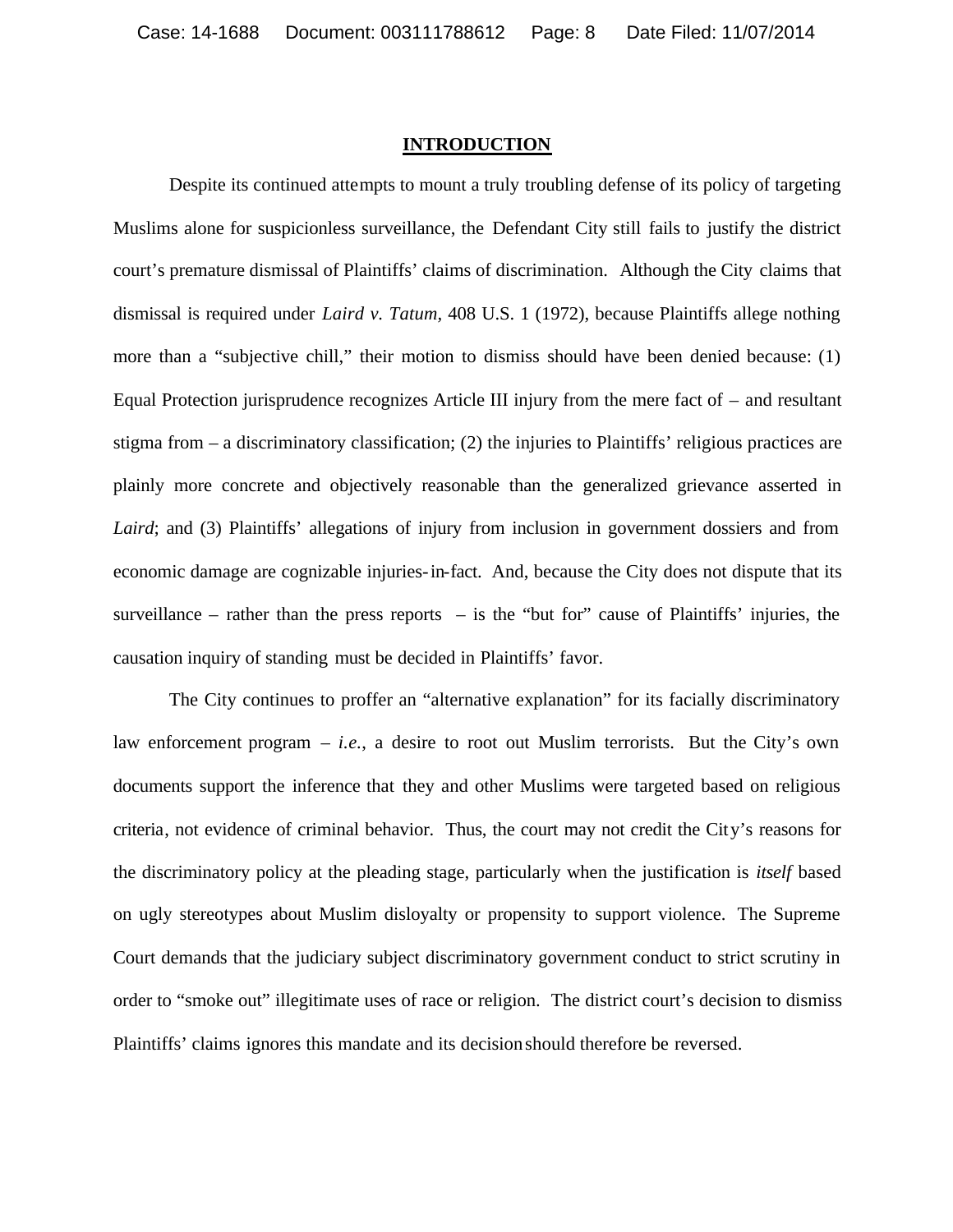## INTRODUCTION

Despite its continued attempts to mount a truly troubling defense of its policy of targeting Muslims alone for suspicionless surveillance, the Defendant City still fails to justify the district court's premature dismissal of Plaintiffs' claims of discrimination. Although the City claims that dismissal is required under *Laird v. Tatum*, 408 U.S. 1 (1972), because Plaintiffs allege nothing more than a "subjective chill," their motion to dismiss should have been denied because: (1) Equal Protection jurisprudence recognizes Article III injury from the mere fact of – and resultant stigma from – a discriminatory classification; (2) the injuries to Plaintiffs' religious practices are plainly more concrete and objectively reasonable than the generalized grievance asserted in *Laird*; and (3) Plaintiffs' allegations of injury from inclusion in government dossiers and from economic damage are cognizable injuries-in-fact. And, because the City does not dispute that its surveillance – rather than the press reports – is the "but for" cause of Plaintiffs' injuries, the causation inquiry of standing must be decided in Plaintiffs' favor.

The City continues to proffer an "alternative explanation" for its facially discriminatory law enforcement program – *i.e.*, a desire to root out Muslim terrorists. But the City's own documents support the inference that they and other Muslims were targeted based on religious criteria, not evidence of criminal behavior. Thus, the court may not credit the City's reasons for the discriminatory policy at the pleading stage, particularly when the justification is *itself* based on ugly stereotypes about Muslim disloyalty or propensity to support violence. The Supreme Court demands that the judiciary subject discriminatory government conduct to strict scrutiny in order to "smoke out" illegitimate uses of race or religion. The district court's decision to dismiss Plaintiffs' claims ignores this mandate and its decision should therefore be reversed.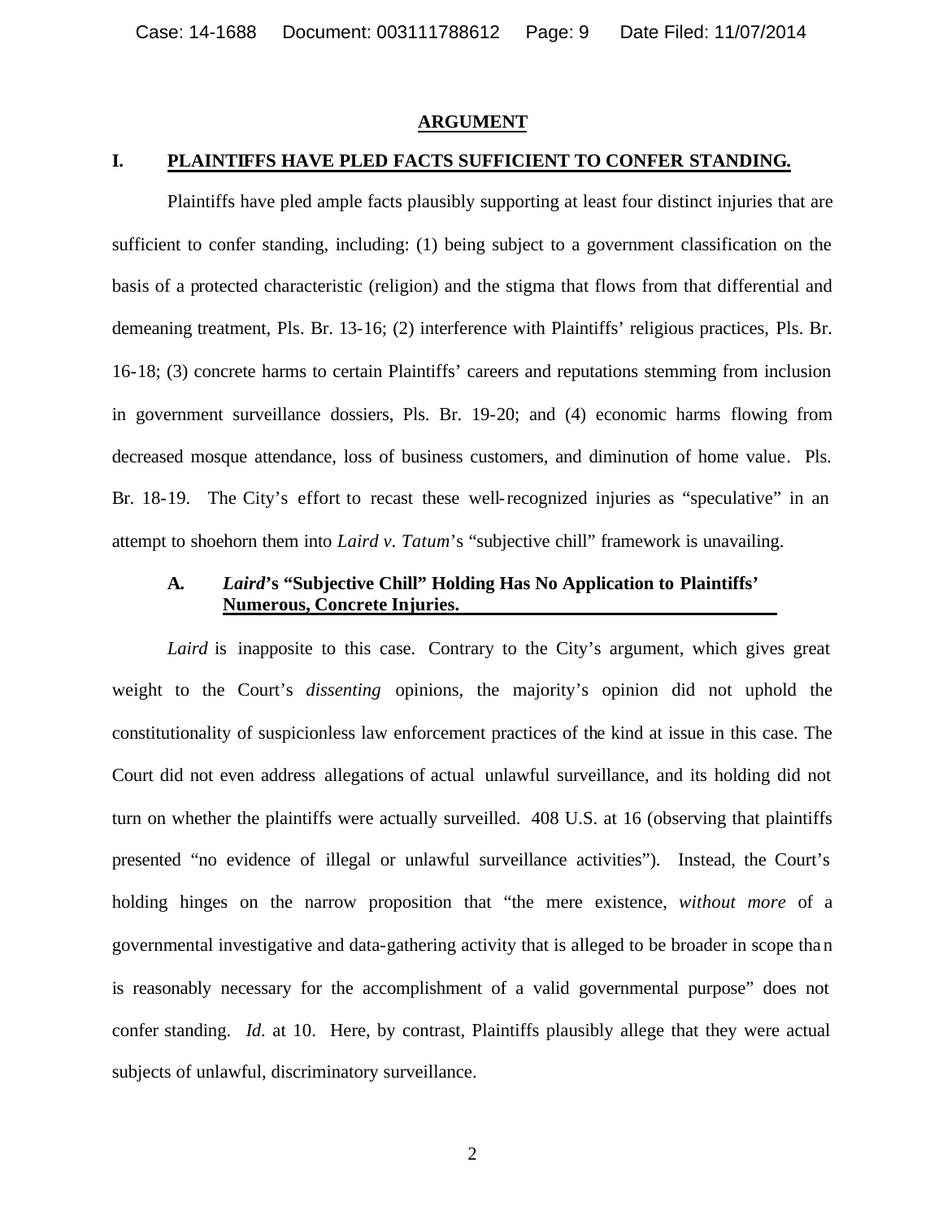## ARGUMENT

### I. PLAINTIFFS HAVE PLED FACTS SUFFICIENT TO CONFER STANDING.

Plaintiffs have pled ample facts plausibly supporting at least four distinct injuries that are sufficient to confer standing, including: (1) being subject to a government classification on the basis of a protected characteristic (religion) and the stigma that flows from that differential and demeaning treatment, Pls. Br. 13-16; (2) interference with Plaintiffs' religious practices, Pls. Br. 16-18; (3) concrete harms to certain Plaintiffs' careers and reputations stemming from inclusion in government surveillance dossiers, Pls. Br. 19-20; and (4) economic harms flowing from decreased mosque attendance, loss of business customers, and diminution of home value. Pls. Br. 18-19. The City's effort to recast these well-recognized injuries as "speculative" in an attempt to shoehorn them into *Laird v. Tatum*'s "subjective chill" framework is unavailing.

#### A. *Laird*'s "Subjective Chill" Holding Has No Application to Plaintiffs' Numerous, Concrete Injuries.

*Laird* is inapposite to this case. Contrary to the City's argument, which gives great weight to the Court's *dissenting* opinions, the majority's opinion did not uphold the constitutionality of suspicionless law enforcement practices of the kind at issue in this case. The Court did not even address allegations of actual unlawful surveillance, and its holding did not turn on whether the plaintiffs were actually surveilled. 408 U.S. at 16 (observing that plaintiffs presented "no evidence of illegal or unlawful surveillance activities"). Instead, the Court's holding hinges on the narrow proposition that "the mere existence, *without more* of a governmental investigative and data-gathering activity that is alleged to be broader in scope than is reasonably necessary for the accomplishment of a valid governmental purpose" does not confer standing. *Id.* at 10. Here, by contrast, Plaintiffs plausibly allege that they were actual subjects of unlawful, discriminatory surveillance.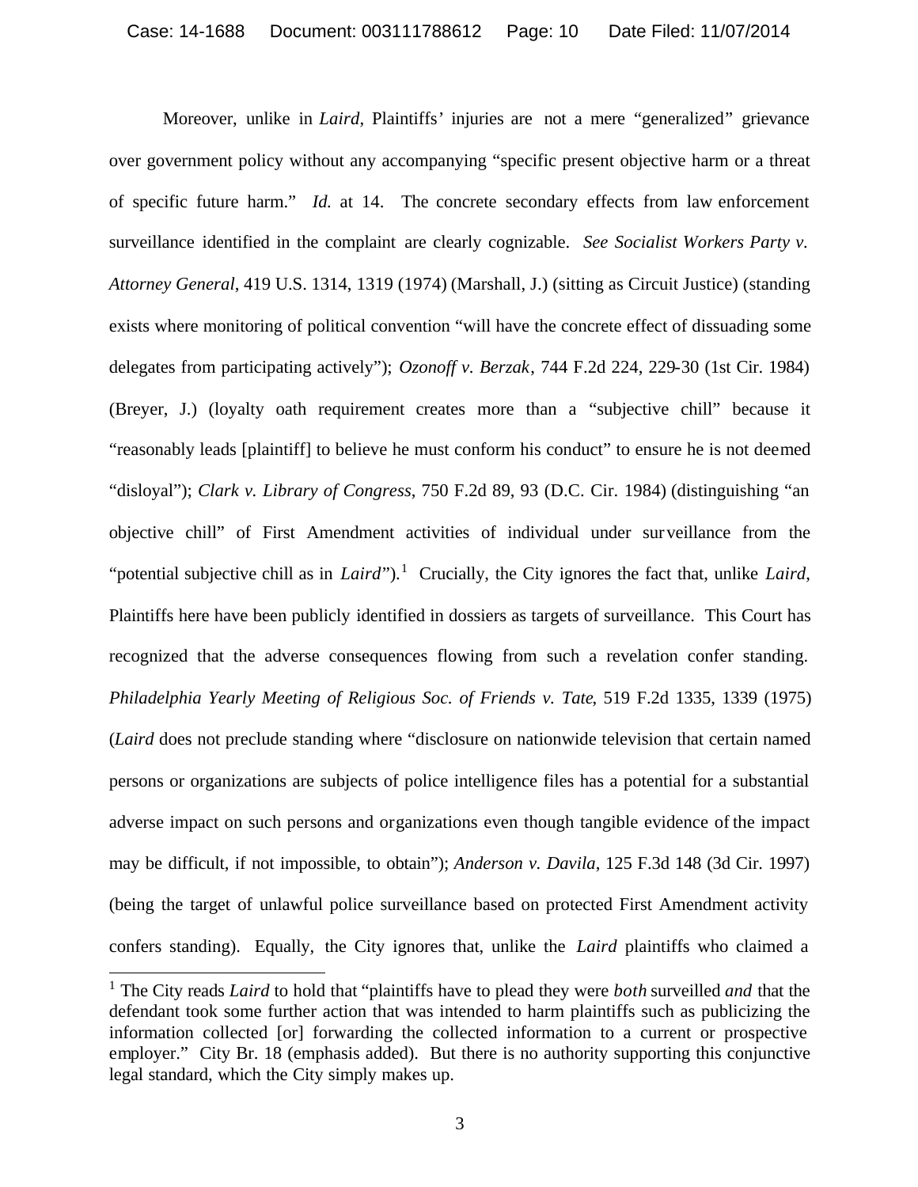Moreover, unlike in *Laird*, Plaintiffs' injuries are not a mere "generalized" grievance over government policy without any accompanying "specific present objective harm or a threat of specific future harm." *Id.* at 14. The concrete secondary effects from law enforcement surveillance identified in the complaint are clearly cognizable. *See Socialist Workers Party v. Attorney General*, 419 U.S. 1314, 1319 (1974) (Marshall, J.) (sitting as Circuit Justice) (standing exists where monitoring of political convention "will have the concrete effect of dissuading some delegates from participating actively"); *Ozonoff v. Berzak*, 744 F.2d 224, 229-30 (1st Cir. 1984) (Breyer, J.) (loyalty oath requirement creates more than a "subjective chill" because it "reasonably leads [plaintiff] to believe he must conform his conduct" to ensure he is not deemed "disloyal"); *Clark v. Library of Congress*, 750 F.2d 89, 93 (D.C. Cir. 1984) (distinguishing "an objective chill" of First Amendment activities of individual under surveillance from the "potential subjective chill as in *Laird*").[1] Crucially, the City ignores the fact that, unlike *Laird*, Plaintiffs here have been publicly identified in dossiers as targets of surveillance. This Court has recognized that the adverse consequences flowing from such a revelation confer standing. *Philadelphia Yearly Meeting of Religious Soc. of Friends v. Tate*, 519 F.2d 1335, 1339 (1975) (*Laird* does not preclude standing where "disclosure on nationwide television that certain named persons or organizations are subjects of police intelligence files has a potential for a substantial adverse impact on such persons and organizations even though tangible evidence of the impact may be difficult, if not impossible, to obtain"); *Anderson v. Davila*, 125 F.3d 148 (3d Cir. 1997) (being the target of unlawful police surveillance based on protected First Amendment activity confers standing). Equally, the City ignores that, unlike the *Laird* plaintiffs who claimed a

---

[1] The City reads *Laird* to hold that "plaintiffs have to plead they were *both* surveilled *and* that the defendant took some further action that was intended to harm plaintiffs such as publicizing the information collected [or] forwarding the collected information to a current or prospective employer." City Br. 18 (emphasis added). But there is no authority supporting this conjunctive legal standard, which the City simply makes up.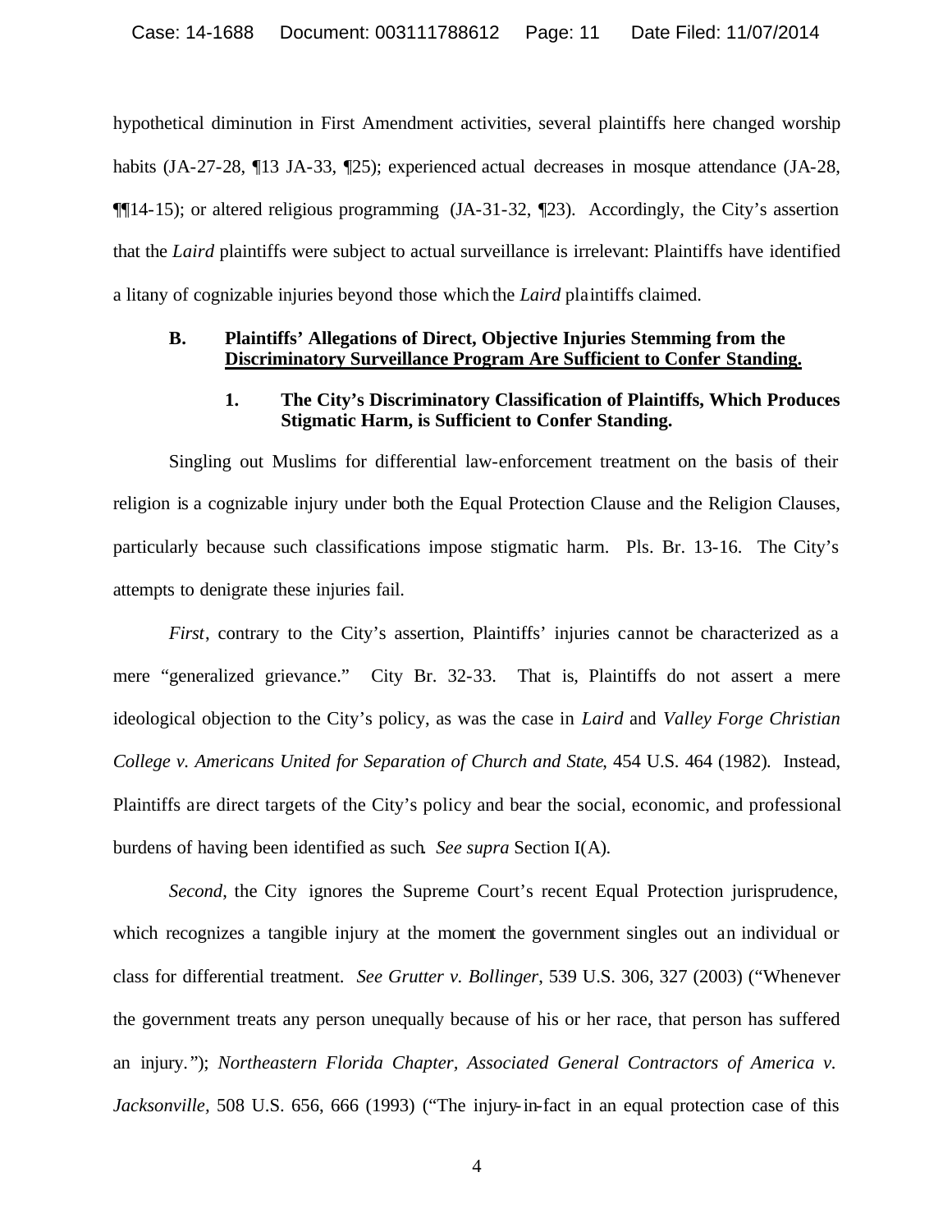hypothetical diminution in First Amendment activities, several plaintiffs here changed worship habits (JA-27-28, ¶13 JA-33, ¶25); experienced actual decreases in mosque attendance (JA-28, ¶¶14-15); or altered religious programming (JA-31-32, ¶23). Accordingly, the City's assertion that the *Laird* plaintiffs were subject to actual surveillance is irrelevant: Plaintiffs have identified a litany of cognizable injuries beyond those which the *Laird* plaintiffs claimed.

### B. Plaintiffs' Allegations of Direct, Objective Injuries Stemming from the Discriminatory Surveillance Program Are Sufficient to Confer Standing.

#### 1. The City's Discriminatory Classification of Plaintiffs, Which Produces Stigmatic Harm, is Sufficient to Confer Standing.

Singling out Muslims for differential law-enforcement treatment on the basis of their religion is a cognizable injury under both the Equal Protection Clause and the Religion Clauses, particularly because such classifications impose stigmatic harm. Pls. Br. 13-16. The City's attempts to denigrate these injuries fail.

*First*, contrary to the City's assertion, Plaintiffs' injuries cannot be characterized as a mere "generalized grievance." City Br. 32-33. That is, Plaintiffs do not assert a mere ideological objection to the City's policy, as was the case in *Laird* and *Valley Forge Christian College v. Americans United for Separation of Church and State*, 454 U.S. 464 (1982). Instead, Plaintiffs are direct targets of the City's policy and bear the social, economic, and professional burdens of having been identified as such. *See supra* Section I(A).

*Second*, the City ignores the Supreme Court's recent Equal Protection jurisprudence, which recognizes a tangible injury at the moment the government singles out an individual or class for differential treatment. *See Grutter v. Bollinger*, 539 U.S. 306, 327 (2003) ("Whenever the government treats any person unequally because of his or her race, that person has suffered an injury."); *Northeastern Florida Chapter, Associated General Contractors of America v. Jacksonville*, 508 U.S. 656, 666 (1993) ("The injury-in-fact in an equal protection case of this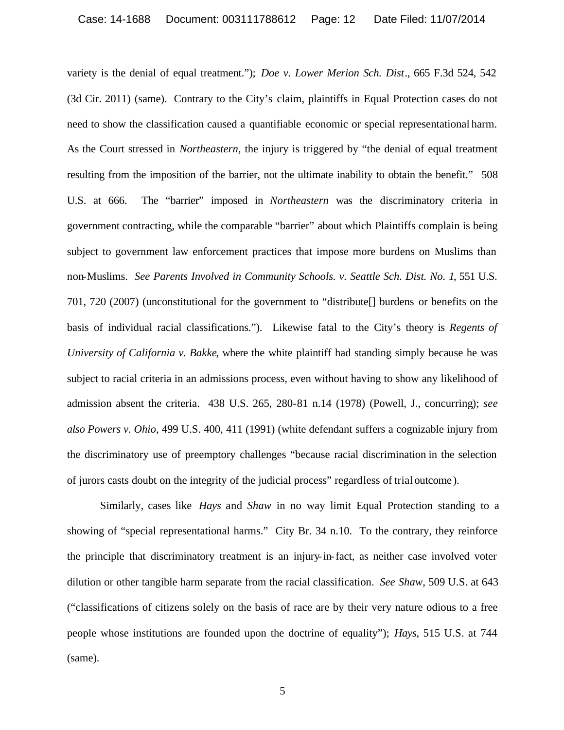variety is the denial of equal treatment."); *Doe v. Lower Merion Sch. Dist*., 665 F.3d 524, 542 (3d Cir. 2011) (same). Contrary to the City's claim, plaintiffs in Equal Protection cases do not need to show the classification caused a quantifiable economic or special representational harm. As the Court stressed in *Northeastern*, the injury is triggered by "the denial of equal treatment resulting from the imposition of the barrier, not the ultimate inability to obtain the benefit." 508 U.S. at 666. The "barrier" imposed in *Northeastern* was the discriminatory criteria in government contracting, while the comparable "barrier" about which Plaintiffs complain is being subject to government law enforcement practices that impose more burdens on Muslims than non-Muslims. *See Parents Involved in Community Schools. v. Seattle Sch. Dist. No. 1*, 551 U.S. 701, 720 (2007) (unconstitutional for the government to "distribute[] burdens or benefits on the basis of individual racial classifications."). Likewise fatal to the City's theory is *Regents of University of California v. Bakke*, where the white plaintiff had standing simply because he was subject to racial criteria in an admissions process, even without having to show any likelihood of admission absent the criteria. 438 U.S. 265, 280-81 n.14 (1978) (Powell, J., concurring); *see also Powers v. Ohio*, 499 U.S. 400, 411 (1991) (white defendant suffers a cognizable injury from the discriminatory use of preemptory challenges "because racial discrimination in the selection of jurors casts doubt on the integrity of the judicial process" regardless of trial outcome).

Similarly, cases like *Hays* and *Shaw* in no way limit Equal Protection standing to a showing of "special representational harms." City Br. 34 n.10. To the contrary, they reinforce the principle that discriminatory treatment is an injury-in-fact, as neither case involved voter dilution or other tangible harm separate from the racial classification. *See Shaw*, 509 U.S. at 643 ("classifications of citizens solely on the basis of race are by their very nature odious to a free people whose institutions are founded upon the doctrine of equality"); *Hays*, 515 U.S. at 744 (same).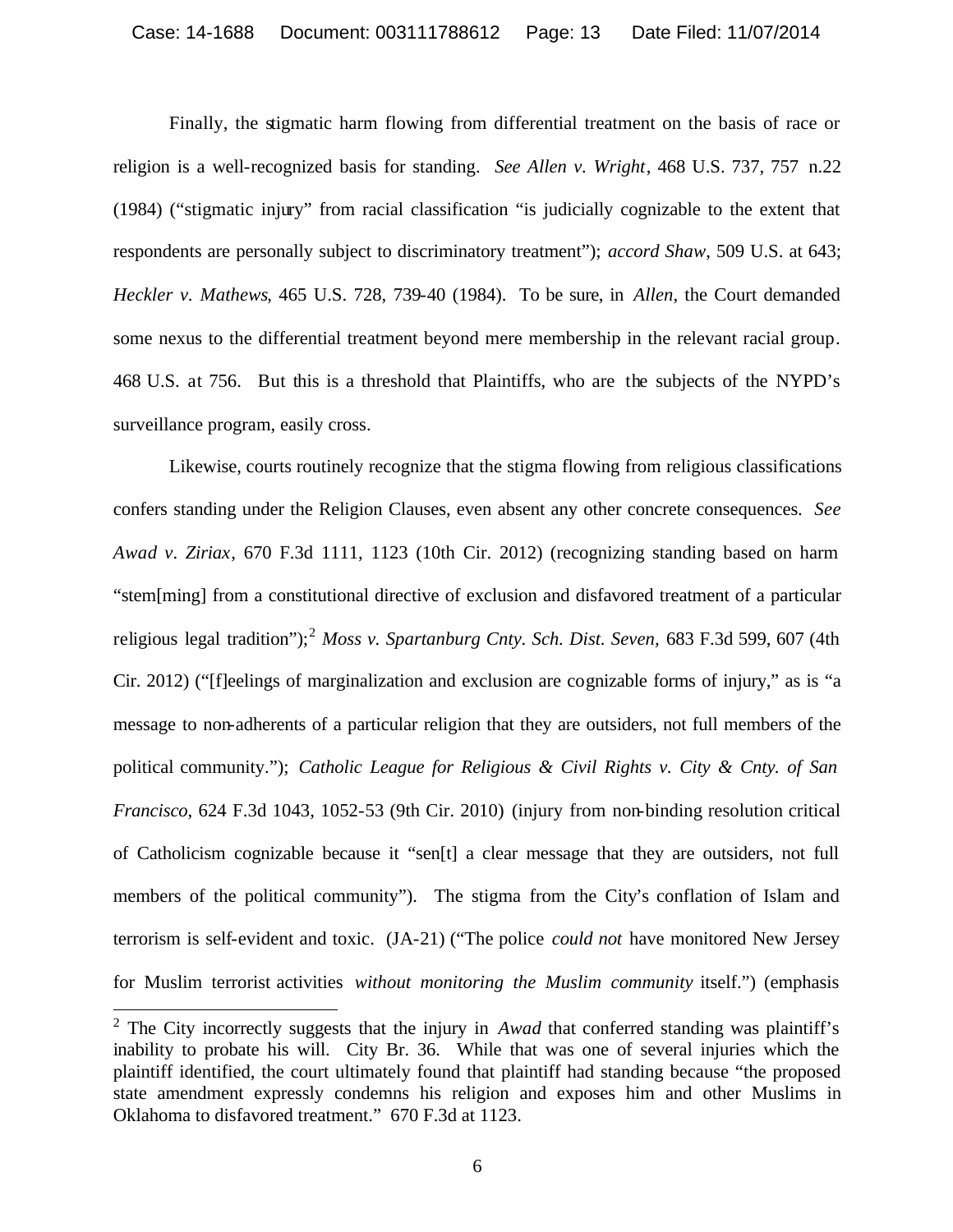Finally, the stigmatic harm flowing from differential treatment on the basis of race or religion is a well-recognized basis for standing. *See Allen v. Wright*, 468 U.S. 737, 757 n.22 (1984) ("stigmatic injury" from racial classification "is judicially cognizable to the extent that respondents are personally subject to discriminatory treatment"); *accord Shaw*, 509 U.S. at 643; *Heckler v. Mathews*, 465 U.S. 728, 739-40 (1984). To be sure, in *Allen*, the Court demanded some nexus to the differential treatment beyond mere membership in the relevant racial group. 468 U.S. at 756. But this is a threshold that Plaintiffs, who are the subjects of the NYPD's surveillance program, easily cross.

Likewise, courts routinely recognize that the stigma flowing from religious classifications confers standing under the Religion Clauses, even absent any other concrete consequences. *See Awad v. Ziriax*, 670 F.3d 1111, 1123 (10th Cir. 2012) (recognizing standing based on harm "stem[ming] from a constitutional directive of exclusion and disfavored treatment of a particular religious legal tradition");[2] *Moss v. Spartanburg Cnty. Sch. Dist. Seven*, 683 F.3d 599, 607 (4th Cir. 2012) ("[f]eelings of marginalization and exclusion are cognizable forms of injury," as is "a message to non-adherents of a particular religion that they are outsiders, not full members of the political community."); *Catholic League for Religious & Civil Rights v. City & Cnty. of San Francisco*, 624 F.3d 1043, 1052-53 (9th Cir. 2010) (injury from non-binding resolution critical of Catholicism cognizable because it "sen[t] a clear message that they are outsiders, not full members of the political community"). The stigma from the City's conflation of Islam and terrorism is self-evident and toxic. (JA-21) ("The police *could not* have monitored New Jersey for Muslim terrorist activities *without monitoring the Muslim community* itself.") (emphasis

---

[2] The City incorrectly suggests that the injury in *Awad* that conferred standing was plaintiff's inability to probate his will. City Br. 36. While that was one of several injuries which the plaintiff identified, the court ultimately found that plaintiff had standing because "the proposed state amendment expressly condemns his religion and exposes him and other Muslims in Oklahoma to disfavored treatment." 670 F.3d at 1123.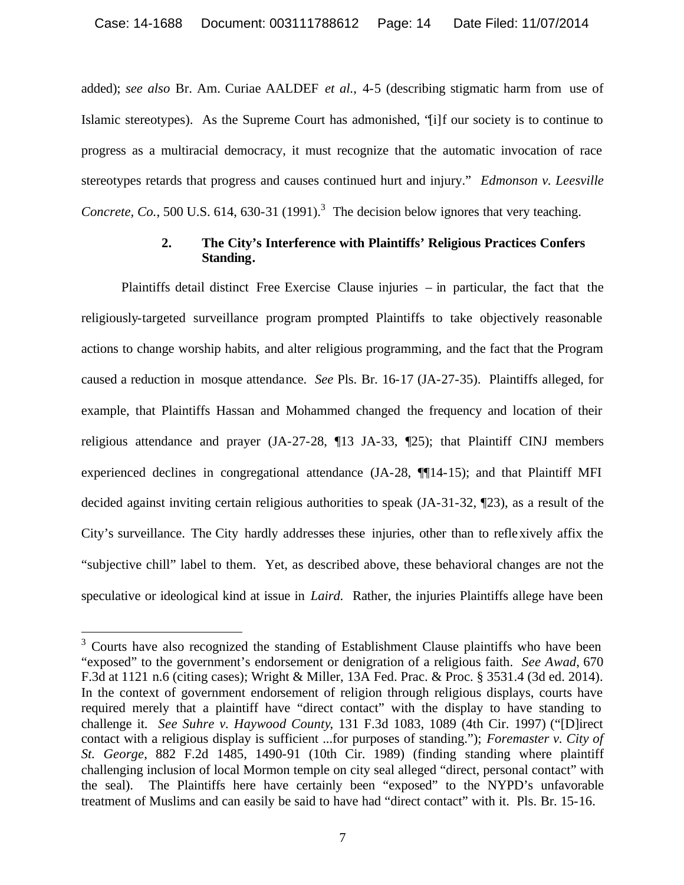added); *see also* Br. Am. Curiae AALDEF *et al.*, 4-5 (describing stigmatic harm from use of Islamic stereotypes). As the Supreme Court has admonished, "[i]f our society is to continue to progress as a multiracial democracy, it must recognize that the automatic invocation of race stereotypes retards that progress and causes continued hurt and injury." *Edmonson v. Leesville Concrete, Co.*, 500 U.S. 614, 630-31 (1991).[3] The decision below ignores that very teaching.

**2. The City's Interference with Plaintiffs' Religious Practices Confers Standing.**

Plaintiffs detail distinct Free Exercise Clause injuries – in particular, the fact that the religiously-targeted surveillance program prompted Plaintiffs to take objectively reasonable actions to change worship habits, and alter religious programming, and the fact that the Program caused a reduction in mosque attendance. *See* Pls. Br. 16-17 (JA-27-35). Plaintiffs alleged, for example, that Plaintiffs Hassan and Mohammed changed the frequency and location of their religious attendance and prayer (JA-27-28, ¶13 JA-33, ¶25); that Plaintiff CINJ members experienced declines in congregational attendance (JA-28, ¶¶14-15); and that Plaintiff MFI decided against inviting certain religious authorities to speak (JA-31-32, ¶23), as a result of the City's surveillance. The City hardly addresses these injuries, other than to reflexively affix the "subjective chill" label to them. Yet, as described above, these behavioral changes are not the speculative or ideological kind at issue in *Laird*. Rather, the injuries Plaintiffs allege have been

[3] Courts have also recognized the standing of Establishment Clause plaintiffs who have been "exposed" to the government's endorsement or denigration of a religious faith. *See Awad*, 670 F.3d at 1121 n.6 (citing cases); Wright & Miller, 13A Fed. Prac. & Proc. § 3531.4 (3d ed. 2014). In the context of government endorsement of religion through religious displays, courts have required merely that a plaintiff have "direct contact" with the display to have standing to challenge it. *See Suhre v. Haywood County*, 131 F.3d 1083, 1089 (4th Cir. 1997) ("[D]irect contact with a religious display is sufficient ...for purposes of standing."); *Foremaster v. City of St. George*, 882 F.2d 1485, 1490-91 (10th Cir. 1989) (finding standing where plaintiff challenging inclusion of local Mormon temple on city seal alleged "direct, personal contact" with the seal). The Plaintiffs here have certainly been "exposed" to the NYPD's unfavorable treatment of Muslims and can easily be said to have had "direct contact" with it. Pls. Br. 15-16.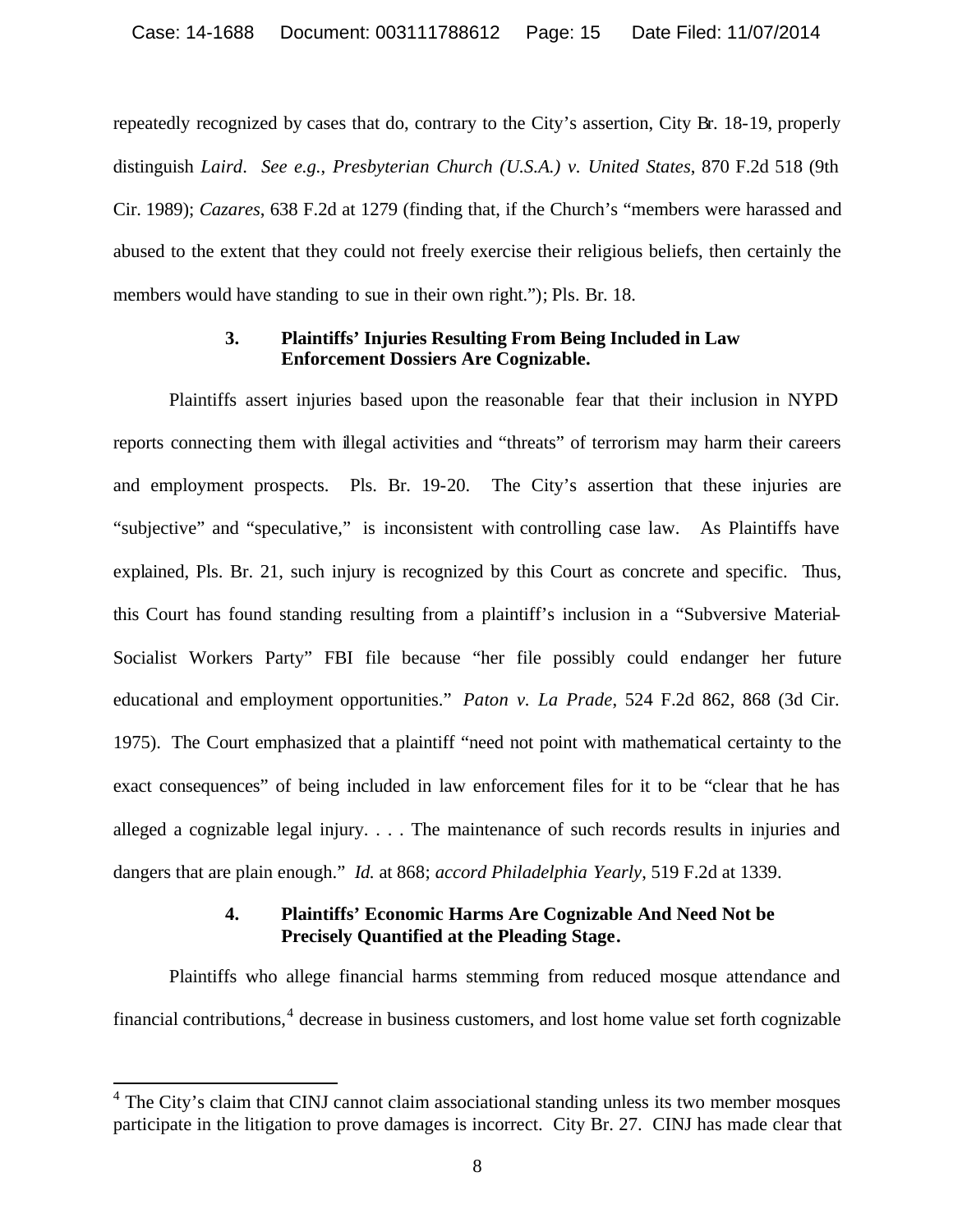repeatedly recognized by cases that do, contrary to the City's assertion, City Br. 18-19, properly distinguish *Laird*. *See e.g.*, *Presbyterian Church (U.S.A.) v. United States*, 870 F.2d 518 (9th Cir. 1989); *Cazares*, 638 F.2d at 1279 (finding that, if the Church's "members were harassed and abused to the extent that they could not freely exercise their religious beliefs, then certainly the members would have standing to sue in their own right."); Pls. Br. 18.

### 3. Plaintiffs' Injuries Resulting From Being Included in Law Enforcement Dossiers Are Cognizable.

Plaintiffs assert injuries based upon the reasonable fear that their inclusion in NYPD reports connecting them with illegal activities and "threats" of terrorism may harm their careers and employment prospects. Pls. Br. 19-20. The City's assertion that these injuries are "subjective" and "speculative," is inconsistent with controlling case law. As Plaintiffs have explained, Pls. Br. 21, such injury is recognized by this Court as concrete and specific. Thus, this Court has found standing resulting from a plaintiff's inclusion in a "Subversive Material-Socialist Workers Party" FBI file because "her file possibly could endanger her future educational and employment opportunities." *Paton v. La Prade*, 524 F.2d 862, 868 (3d Cir. 1975). The Court emphasized that a plaintiff "need not point with mathematical certainty to the exact consequences" of being included in law enforcement files for it to be "clear that he has alleged a cognizable legal injury. . . . The maintenance of such records results in injuries and dangers that are plain enough." *Id.* at 868; *accord Philadelphia Yearly*, 519 F.2d at 1339.

### 4. Plaintiffs' Economic Harms Are Cognizable And Need Not be Precisely Quantified at the Pleading Stage.

Plaintiffs who allege financial harms stemming from reduced mosque attendance and financial contributions,[4] decrease in business customers, and lost home value set forth cognizable

[4] The City's claim that CINJ cannot claim associational standing unless its two member mosques participate in the litigation to prove damages is incorrect. City Br. 27. CINJ has made clear that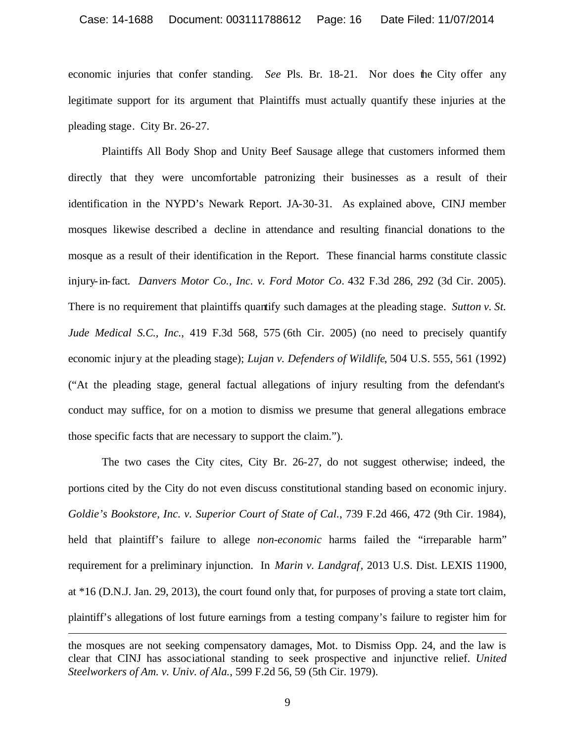economic injuries that confer standing. *See* Pls. Br. 18-21. Nor does the City offer any legitimate support for its argument that Plaintiffs must actually quantify these injuries at the pleading stage. City Br. 26-27.

Plaintiffs All Body Shop and Unity Beef Sausage allege that customers informed them directly that they were uncomfortable patronizing their businesses as a result of their identification in the NYPD's Newark Report. JA-30-31. As explained above, CINJ member mosques likewise described a decline in attendance and resulting financial donations to the mosque as a result of their identification in the Report. These financial harms constitute classic injury-in-fact. *Danvers Motor Co., Inc. v. Ford Motor Co*. 432 F.3d 286, 292 (3d Cir. 2005). There is no requirement that plaintiffs quantify such damages at the pleading stage. *Sutton v. St. Jude Medical S.C., Inc.*, 419 F.3d 568, 575 (6th Cir. 2005) (no need to precisely quantify economic injury at the pleading stage); *Lujan v. Defenders of Wildlife*, 504 U.S. 555, 561 (1992) ("At the pleading stage, general factual allegations of injury resulting from the defendant's conduct may suffice, for on a motion to dismiss we presume that general allegations embrace those specific facts that are necessary to support the claim.").

The two cases the City cites, City Br. 26-27, do not suggest otherwise; indeed, the portions cited by the City do not even discuss constitutional standing based on economic injury. *Goldie's Bookstore, Inc. v. Superior Court of State of Cal.*, 739 F.2d 466, 472 (9th Cir. 1984), held that plaintiff's failure to allege *non-economic* harms failed the "irreparable harm" requirement for a preliminary injunction. In *Marin v. Landgraf*, 2013 U.S. Dist. LEXIS 11900, at *16 (D.N.J. Jan. 29, 2013), the court found only that, for purposes of proving a state tort claim, plaintiff's allegations of lost future earnings from a testing company's failure to register him for

---

the mosques are not seeking compensatory damages, Mot. to Dismiss Opp. 24, and the law is clear that CINJ has associational standing to seek prospective and injunctive relief. *United Steelworkers of Am. v. Univ. of Ala.*, 599 F.2d 56, 59 (5th Cir. 1979).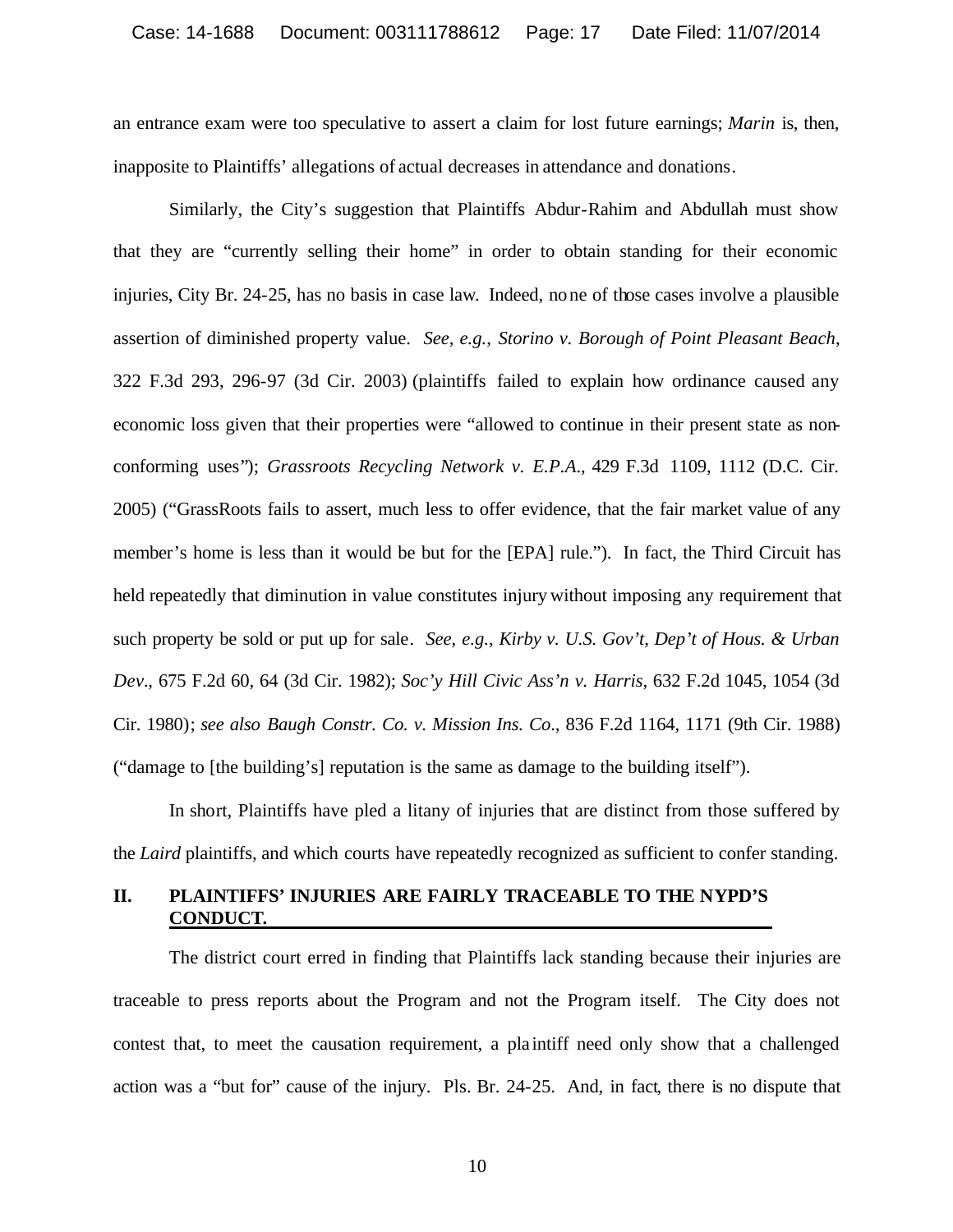an entrance exam were too speculative to assert a claim for lost future earnings; *Marin* is, then, inapposite to Plaintiffs' allegations of actual decreases in attendance and donations.

Similarly, the City's suggestion that Plaintiffs Abdur-Rahim and Abdullah must show that they are "currently selling their home" in order to obtain standing for their economic injuries, City Br. 24-25, has no basis in case law. Indeed, none of those cases involve a plausible assertion of diminished property value. *See, e.g.*, *Storino v. Borough of Point Pleasant Beach*, 322 F.3d 293, 296-97 (3d Cir. 2003) (plaintiffs failed to explain how ordinance caused any economic loss given that their properties were "allowed to continue in their present state as non-conforming uses"); *Grassroots Recycling Network v. E.P.A.*, 429 F.3d 1109, 1112 (D.C. Cir. 2005) ("GrassRoots fails to assert, much less to offer evidence, that the fair market value of any member's home is less than it would be but for the [EPA] rule."). In fact, the Third Circuit has held repeatedly that diminution in value constitutes injury without imposing any requirement that such property be sold or put up for sale. *See, e.g.*, *Kirby v. U.S. Gov't, Dep't of Hous. & Urban Dev.*, 675 F.2d 60, 64 (3d Cir. 1982); *Soc'y Hill Civic Ass'n v. Harris*, 632 F.2d 1045, 1054 (3d Cir. 1980); *see also Baugh Constr. Co. v. Mission Ins. Co.*, 836 F.2d 1164, 1171 (9th Cir. 1988) ("damage to [the building's] reputation is the same as damage to the building itself").

In short, Plaintiffs have pled a litany of injuries that are distinct from those suffered by the *Laird* plaintiffs, and which courts have repeatedly recognized as sufficient to confer standing.

## II. PLAINTIFFS' INJURIES ARE FAIRLY TRACEABLE TO THE NYPD'S CONDUCT.

The district court erred in finding that Plaintiffs lack standing because their injuries are traceable to press reports about the Program and not the Program itself. The City does not contest that, to meet the causation requirement, a plaintiff need only show that a challenged action was a "but for" cause of the injury. Pls. Br. 24-25. And, in fact, there is no dispute that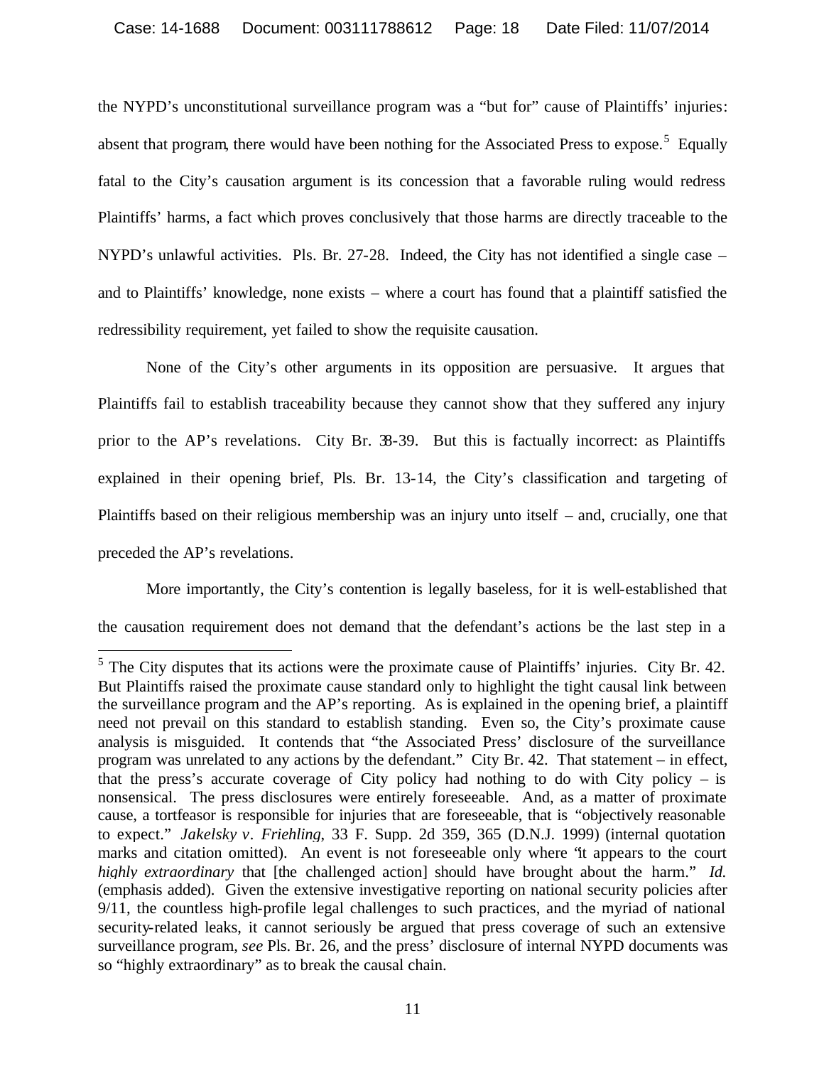the NYPD's unconstitutional surveillance program was a "but for" cause of Plaintiffs' injuries: absent that program, there would have been nothing for the Associated Press to expose.[5] Equally fatal to the City's causation argument is its concession that a favorable ruling would redress Plaintiffs' harms, a fact which proves conclusively that those harms are directly traceable to the NYPD's unlawful activities. Pls. Br. 27-28. Indeed, the City has not identified a single case – and to Plaintiffs' knowledge, none exists – where a court has found that a plaintiff satisfied the redressibility requirement, yet failed to show the requisite causation.

None of the City's other arguments in its opposition are persuasive. It argues that Plaintiffs fail to establish traceability because they cannot show that they suffered any injury prior to the AP's revelations. City Br. 38-39. But this is factually incorrect: as Plaintiffs explained in their opening brief, Pls. Br. 13-14, the City's classification and targeting of Plaintiffs based on their religious membership was an injury unto itself – and, crucially, one that preceded the AP's revelations.

More importantly, the City's contention is legally baseless, for it is well-established that the causation requirement does not demand that the defendant's actions be the last step in a

---

[5] The City disputes that its actions were the proximate cause of Plaintiffs' injuries. City Br. 42. But Plaintiffs raised the proximate cause standard only to highlight the tight causal link between the surveillance program and the AP's reporting. As is explained in the opening brief, a plaintiff need not prevail on this standard to establish standing. Even so, the City's proximate cause analysis is misguided. It contends that "the Associated Press' disclosure of the surveillance program was unrelated to any actions by the defendant." City Br. 42. That statement – in effect, that the press's accurate coverage of City policy had nothing to do with City policy – is nonsensical. The press disclosures were entirely foreseeable. And, as a matter of proximate cause, a tortfeasor is responsible for injuries that are foreseeable, that is "objectively reasonable to expect." *Jakelsky v. Friehling*, 33 F. Supp. 2d 359, 365 (D.N.J. 1999) (internal quotation marks and citation omitted). An event is not foreseeable only where "it appears to the court *highly extraordinary* that [the challenged action] should have brought about the harm." *Id.* (emphasis added). Given the extensive investigative reporting on national security policies after 9/11, the countless high-profile legal challenges to such practices, and the myriad of national security-related leaks, it cannot seriously be argued that press coverage of such an extensive surveillance program, *see* Pls. Br. 26, and the press' disclosure of internal NYPD documents was so "highly extraordinary" as to break the causal chain.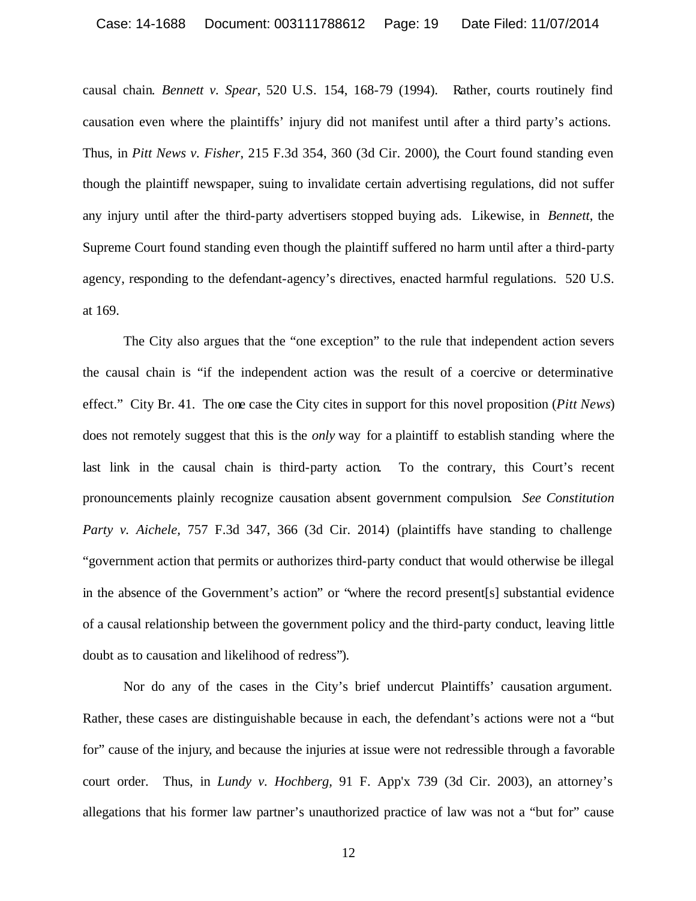causal chain. *Bennett v. Spear*, 520 U.S. 154, 168-79 (1994). Rather, courts routinely find causation even where the plaintiffs' injury did not manifest until after a third party's actions. Thus, in *Pitt News v. Fisher*, 215 F.3d 354, 360 (3d Cir. 2000), the Court found standing even though the plaintiff newspaper, suing to invalidate certain advertising regulations, did not suffer any injury until after the third-party advertisers stopped buying ads. Likewise, in *Bennett*, the Supreme Court found standing even though the plaintiff suffered no harm until after a third-party agency, responding to the defendant-agency's directives, enacted harmful regulations. 520 U.S. at 169.

The City also argues that the "one exception" to the rule that independent action severs the causal chain is "if the independent action was the result of a coercive or determinative effect." City Br. 41. The one case the City cites in support for this novel proposition (*Pitt News*) does not remotely suggest that this is the *only* way for a plaintiff to establish standing where the last link in the causal chain is third-party action. To the contrary, this Court's recent pronouncements plainly recognize causation absent government compulsion. *See Constitution Party v. Aichele*, 757 F.3d 347, 366 (3d Cir. 2014) (plaintiffs have standing to challenge "government action that permits or authorizes third-party conduct that would otherwise be illegal in the absence of the Government's action" or "where the record present[s] substantial evidence of a causal relationship between the government policy and the third-party conduct, leaving little doubt as to causation and likelihood of redress").

Nor do any of the cases in the City's brief undercut Plaintiffs' causation argument. Rather, these cases are distinguishable because in each, the defendant's actions were not a "but for" cause of the injury, and because the injuries at issue were not redressible through a favorable court order. Thus, in *Lundy v. Hochberg*, 91 F. App'x 739 (3d Cir. 2003), an attorney's allegations that his former law partner's unauthorized practice of law was not a "but for" cause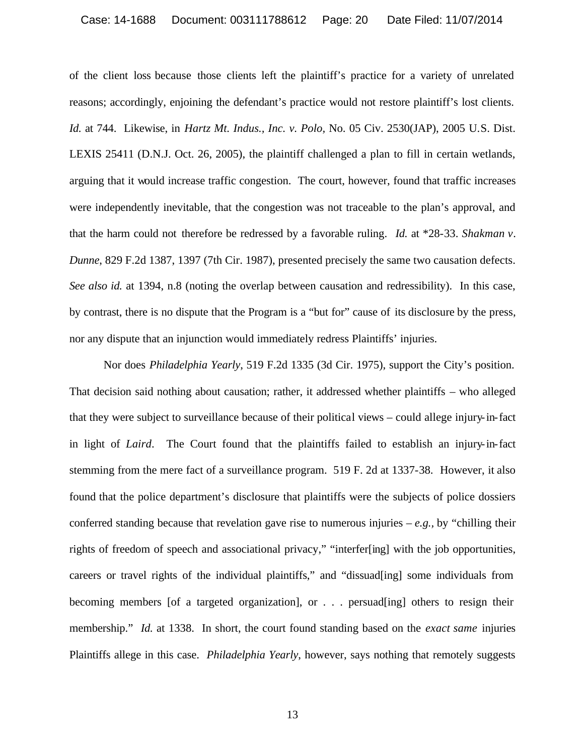of the client loss because those clients left the plaintiff's practice for a variety of unrelated reasons; accordingly, enjoining the defendant's practice would not restore plaintiff's lost clients. *Id.* at 744. Likewise, in *Hartz Mt. Indus., Inc. v. Polo*, No. 05 Civ. 2530(JAP), 2005 U.S. Dist. LEXIS 25411 (D.N.J. Oct. 26, 2005), the plaintiff challenged a plan to fill in certain wetlands, arguing that it would increase traffic congestion. The court, however, found that traffic increases were independently inevitable, that the congestion was not traceable to the plan's approval, and that the harm could not therefore be redressed by a favorable ruling. *Id.* at *28-33. *Shakman v. Dunne*, 829 F.2d 1387, 1397 (7th Cir. 1987), presented precisely the same two causation defects. *See also id.* at 1394, n.8 (noting the overlap between causation and redressibility). In this case, by contrast, there is no dispute that the Program is a "but for" cause of its disclosure by the press, nor any dispute that an injunction would immediately redress Plaintiffs' injuries.

Nor does *Philadelphia Yearly*, 519 F.2d 1335 (3d Cir. 1975), support the City's position. That decision said nothing about causation; rather, it addressed whether plaintiffs – who alleged that they were subject to surveillance because of their political views – could allege injury-in-fact in light of *Laird*. The Court found that the plaintiffs failed to establish an injury-in-fact stemming from the mere fact of a surveillance program. 519 F. 2d at 1337-38. However, it also found that the police department's disclosure that plaintiffs were the subjects of police dossiers conferred standing because that revelation gave rise to numerous injuries – *e.g.*, by "chilling their rights of freedom of speech and associational privacy," "interfer[ing] with the job opportunities, careers or travel rights of the individual plaintiffs," and "dissuad[ing] some individuals from becoming members [of a targeted organization], or . . . persuad[ing] others to resign their membership." *Id.* at 1338. In short, the court found standing based on the *exact same* injuries Plaintiffs allege in this case. *Philadelphia Yearly*, however, says nothing that remotely suggests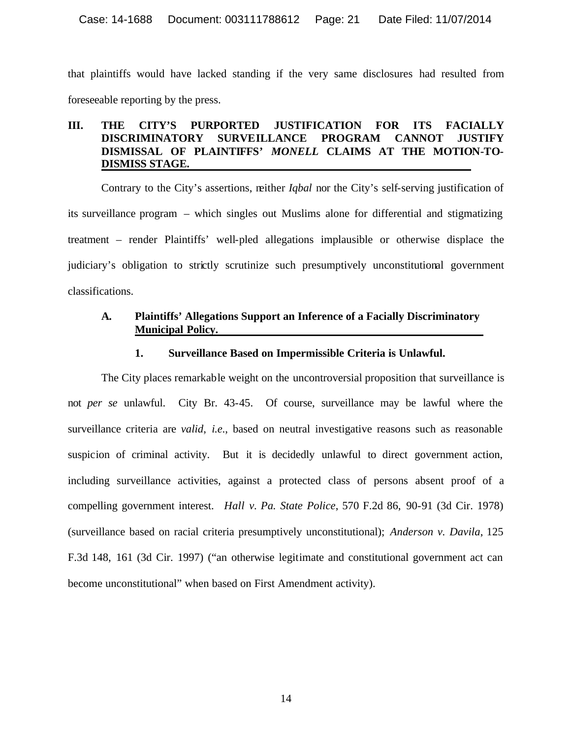that plaintiffs would have lacked standing if the very same disclosures had resulted from foreseeable reporting by the press.

## III. THE CITY'S PURPORTED JUSTIFICATION FOR ITS FACIALLY DISCRIMINATORY SURVEILLANCE PROGRAM CANNOT JUSTIFY DISMISSAL OF PLAINTIFFS' *MONELL* CLAIMS AT THE MOTION-TO-DISMISS STAGE.

Contrary to the City's assertions, neither *Iqbal* nor the City's self-serving justification of its surveillance program – which singles out Muslims alone for differential and stigmatizing treatment – render Plaintiffs' well-pled allegations implausible or otherwise displace the judiciary's obligation to strictly scrutinize such presumptively unconstitutional government classifications.

### A. Plaintiffs' Allegations Support an Inference of a Facially Discriminatory Municipal Policy.

#### 1. Surveillance Based on Impermissible Criteria is Unlawful.

The City places remarkable weight on the uncontroversial proposition that surveillance is not *per se* unlawful. City Br. 43-45. Of course, surveillance may be lawful where the surveillance criteria are *valid*, *i.e.*, based on neutral investigative reasons such as reasonable suspicion of criminal activity. But it is decidedly unlawful to direct government action, including surveillance activities, against a protected class of persons absent proof of a compelling government interest. *Hall v. Pa. State Police*, 570 F.2d 86, 90-91 (3d Cir. 1978) (surveillance based on racial criteria presumptively unconstitutional); *Anderson v. Davila*, 125 F.3d 148, 161 (3d Cir. 1997) ("an otherwise legitimate and constitutional government act can become unconstitutional" when based on First Amendment activity).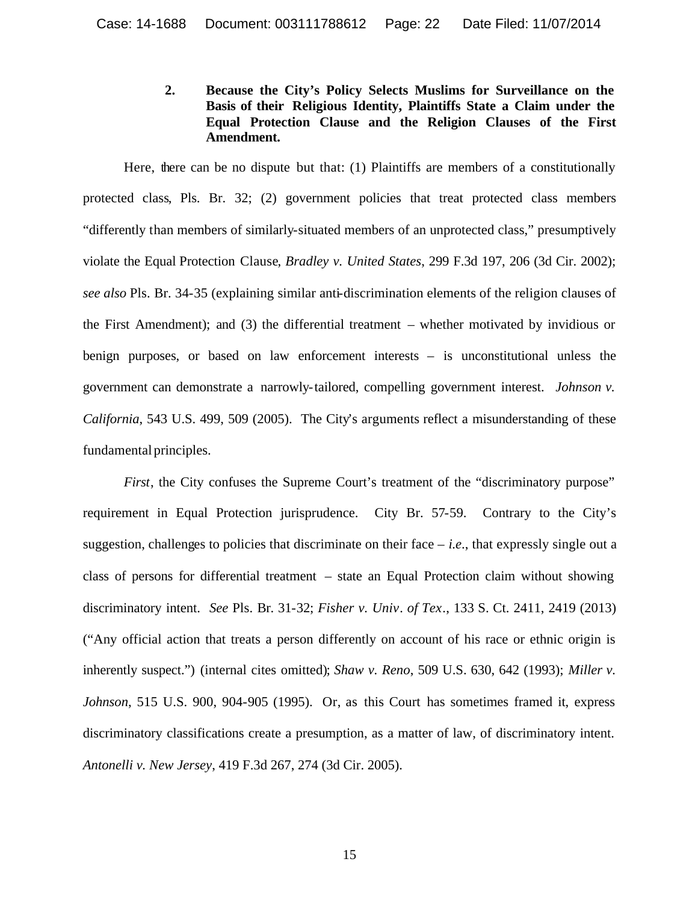### 2. Because the City's Policy Selects Muslims for Surveillance on the Basis of their Religious Identity, Plaintiffs State a Claim under the Equal Protection Clause and the Religion Clauses of the First Amendment.

Here, there can be no dispute but that: (1) Plaintiffs are members of a constitutionally protected class, Pls. Br. 32; (2) government policies that treat protected class members "differently than members of similarly-situated members of an unprotected class," presumptively violate the Equal Protection Clause, *Bradley v. United States*, 299 F.3d 197, 206 (3d Cir. 2002); *see also* Pls. Br. 34-35 (explaining similar anti-discrimination elements of the religion clauses of the First Amendment); and (3) the differential treatment – whether motivated by invidious or benign purposes, or based on law enforcement interests – is unconstitutional unless the government can demonstrate a narrowly-tailored, compelling government interest. *Johnson v. California*, 543 U.S. 499, 509 (2005). The City's arguments reflect a misunderstanding of these fundamental principles.

*First*, the City confuses the Supreme Court's treatment of the "discriminatory purpose" requirement in Equal Protection jurisprudence. City Br. 57-59. Contrary to the City's suggestion, challenges to policies that discriminate on their face – *i.e.*, that expressly single out a class of persons for differential treatment – state an Equal Protection claim without showing discriminatory intent. *See* Pls. Br. 31-32; *Fisher v. Univ. of Tex.*, 133 S. Ct. 2411, 2419 (2013) ("Any official action that treats a person differently on account of his race or ethnic origin is inherently suspect.") (internal cites omitted); *Shaw v. Reno*, 509 U.S. 630, 642 (1993); *Miller v. Johnson*, 515 U.S. 900, 904-905 (1995). Or, as this Court has sometimes framed it, express discriminatory classifications create a presumption, as a matter of law, of discriminatory intent. *Antonelli v. New Jersey*, 419 F.3d 267, 274 (3d Cir. 2005).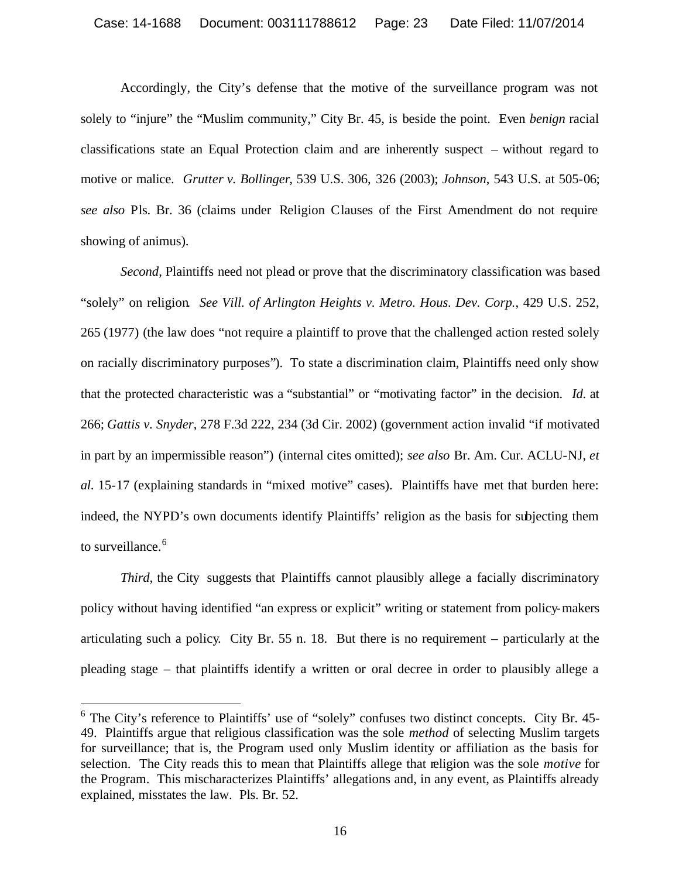Accordingly, the City's defense that the motive of the surveillance program was not solely to "injure" the "Muslim community," City Br. 45, is beside the point. Even *benign* racial classifications state an Equal Protection claim and are inherently suspect – without regard to motive or malice. *Grutter v. Bollinger*, 539 U.S. 306, 326 (2003); *Johnson*, 543 U.S. at 505-06; *see also* Pls. Br. 36 (claims under Religion Clauses of the First Amendment do not require showing of animus).

*Second*, Plaintiffs need not plead or prove that the discriminatory classification was based "solely" on religion. *See Vill. of Arlington Heights v. Metro. Hous. Dev. Corp.*, 429 U.S. 252, 265 (1977) (the law does "not require a plaintiff to prove that the challenged action rested solely on racially discriminatory purposes"). To state a discrimination claim, Plaintiffs need only show that the protected characteristic was a "substantial" or "motivating factor" in the decision. *Id.* at 266; *Gattis v. Snyder*, 278 F.3d 222, 234 (3d Cir. 2002) (government action invalid "if motivated in part by an impermissible reason") (internal cites omitted); *see also* Br. Am. Cur. ACLU-NJ, *et al.* 15-17 (explaining standards in "mixed motive" cases). Plaintiffs have met that burden here: indeed, the NYPD's own documents identify Plaintiffs' religion as the basis for subjecting them to surveillance.[6]

*Third*, the City suggests that Plaintiffs cannot plausibly allege a facially discriminatory policy without having identified "an express or explicit" writing or statement from policy-makers articulating such a policy. City Br. 55 n. 18. But there is no requirement – particularly at the pleading stage – that plaintiffs identify a written or oral decree in order to plausibly allege a

[6] The City's reference to Plaintiffs' use of "solely" confuses two distinct concepts. City Br. 45-49. Plaintiffs argue that religious classification was the sole *method* of selecting Muslim targets for surveillance; that is, the Program used only Muslim identity or affiliation as the basis for selection. The City reads this to mean that Plaintiffs allege that religion was the sole *motive* for the Program. This mischaracterizes Plaintiffs' allegations and, in any event, as Plaintiffs already explained, misstates the law. Pls. Br. 52.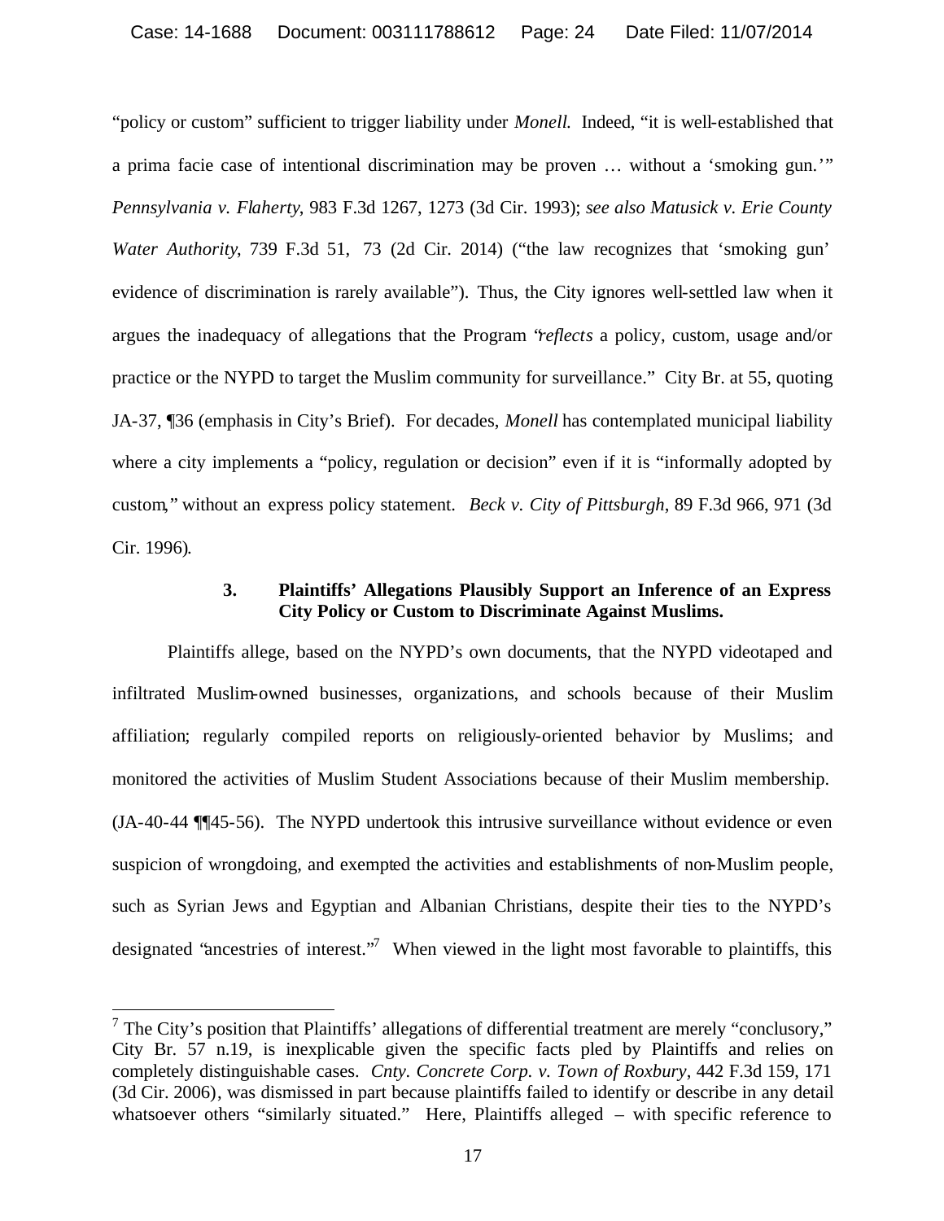"policy or custom" sufficient to trigger liability under *Monell*. Indeed, "it is well-established that a prima facie case of intentional discrimination may be proven … without a 'smoking gun.'" *Pennsylvania v. Flaherty*, 983 F.3d 1267, 1273 (3d Cir. 1993); *see also Matusick v. Erie County Water Authority*, 739 F.3d 51, 73 (2d Cir. 2014) ("the law recognizes that 'smoking gun' evidence of discrimination is rarely available"). Thus, the City ignores well-settled law when it argues the inadequacy of allegations that the Program "*reflects* a policy, custom, usage and/or practice or the NYPD to target the Muslim community for surveillance." City Br. at 55, quoting JA-37, ¶36 (emphasis in City's Brief). For decades, *Monell* has contemplated municipal liability where a city implements a "policy, regulation or decision" even if it is "informally adopted by custom," without an express policy statement. *Beck v. City of Pittsburgh*, 89 F.3d 966, 971 (3d Cir. 1996).

### 3. Plaintiffs' Allegations Plausibly Support an Inference of an Express City Policy or Custom to Discriminate Against Muslims.

Plaintiffs allege, based on the NYPD's own documents, that the NYPD videotaped and infiltrated Muslim-owned businesses, organizations, and schools because of their Muslim affiliation; regularly compiled reports on religiously-oriented behavior by Muslims; and monitored the activities of Muslim Student Associations because of their Muslim membership. (JA-40-44 ¶¶45-56). The NYPD undertook this intrusive surveillance without evidence or even suspicion of wrongdoing, and exempted the activities and establishments of non-Muslim people, such as Syrian Jews and Egyptian and Albanian Christians, despite their ties to the NYPD's designated "ancestries of interest."[7] When viewed in the light most favorable to plaintiffs, this

[7] The City's position that Plaintiffs' allegations of differential treatment are merely "conclusory," City Br. 57 n.19, is inexplicable given the specific facts pled by Plaintiffs and relies on completely distinguishable cases. *Cnty. Concrete Corp. v. Town of Roxbury*, 442 F.3d 159, 171 (3d Cir. 2006), was dismissed in part because plaintiffs failed to identify or describe in any detail whatsoever others "similarly situated." Here, Plaintiffs alleged – with specific reference to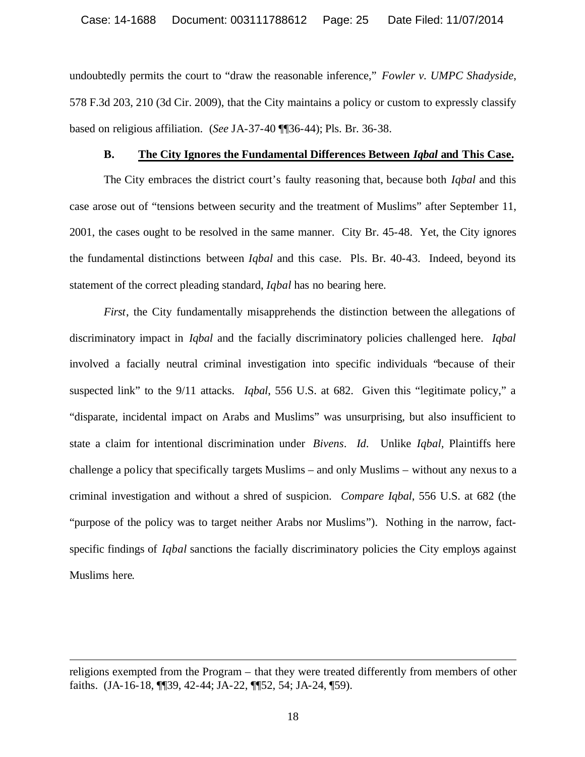undoubtedly permits the court to "draw the reasonable inference," *Fowler v. UMPC Shadyside*, 578 F.3d 203, 210 (3d Cir. 2009), that the City maintains a policy or custom to expressly classify based on religious affiliation. (*See* JA-37-40 ¶¶36-44); Pls. Br. 36-38.

### B. The City Ignores the Fundamental Differences Between *Iqbal* and This Case.

The City embraces the district court's faulty reasoning that, because both *Iqbal* and this case arose out of "tensions between security and the treatment of Muslims" after September 11, 2001, the cases ought to be resolved in the same manner. City Br. 45-48. Yet, the City ignores the fundamental distinctions between *Iqbal* and this case. Pls. Br. 40-43. Indeed, beyond its statement of the correct pleading standard, *Iqbal* has no bearing here.

*First*, the City fundamentally misapprehends the distinction between the allegations of discriminatory impact in *Iqbal* and the facially discriminatory policies challenged here. *Iqbal* involved a facially neutral criminal investigation into specific individuals "because of their suspected link" to the 9/11 attacks. *Iqbal*, 556 U.S. at 682. Given this "legitimate policy," a "disparate, incidental impact on Arabs and Muslims" was unsurprising, but also insufficient to state a claim for intentional discrimination under *Bivens*. *Id.* Unlike *Iqbal,* Plaintiffs here challenge a policy that specifically targets Muslims – and only Muslims – without any nexus to a criminal investigation and without a shred of suspicion. *Compare Iqbal*, 556 U.S. at 682 (the "purpose of the policy was to target neither Arabs nor Muslims"). Nothing in the narrow, fact-specific findings of *Iqbal* sanctions the facially discriminatory policies the City employs against Muslims here.

---

religions exempted from the Program – that they were treated differently from members of other faiths. (JA-16-18, ¶¶39, 42-44; JA-22, ¶¶52, 54; JA-24, ¶59).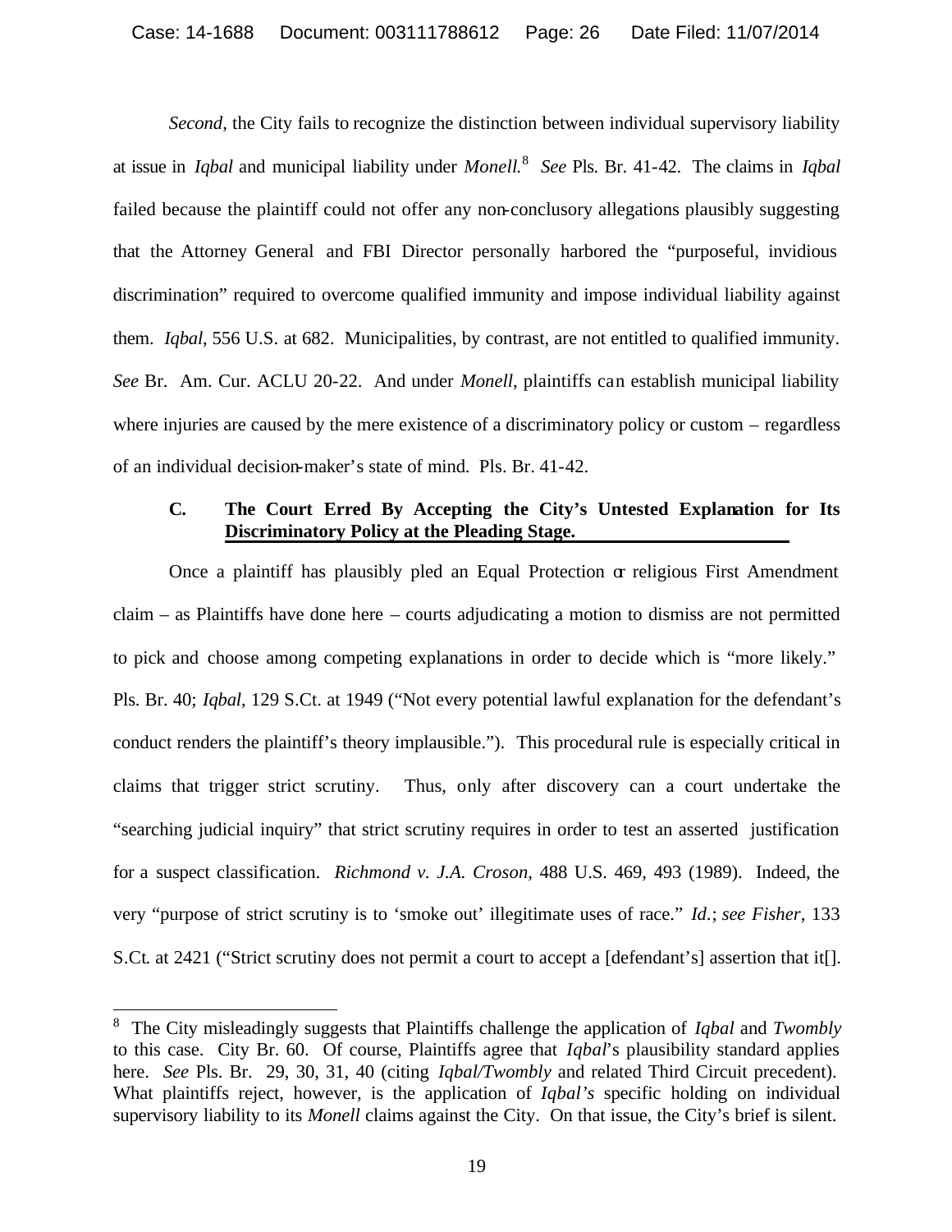*Second*, the City fails to recognize the distinction between individual supervisory liability at issue in *Iqbal* and municipal liability under *Monell.*[8] *See* Pls. Br. 41-42. The claims in *Iqbal* failed because the plaintiff could not offer any non-conclusory allegations plausibly suggesting that the Attorney General and FBI Director personally harbored the "purposeful, invidious discrimination" required to overcome qualified immunity and impose individual liability against them. *Iqbal*, 556 U.S. at 682. Municipalities, by contrast, are not entitled to qualified immunity. *See* Br. Am. Cur. ACLU 20-22. And under *Monell*, plaintiffs can establish municipal liability where injuries are caused by the mere existence of a discriminatory policy or custom – regardless of an individual decision-maker's state of mind. Pls. Br. 41-42.

### C. The Court Erred By Accepting the City's Untested Explanation for Its Discriminatory Policy at the Pleading Stage.

Once a plaintiff has plausibly pled an Equal Protection or religious First Amendment claim – as Plaintiffs have done here – courts adjudicating a motion to dismiss are not permitted to pick and choose among competing explanations in order to decide which is "more likely." Pls. Br. 40; *Iqbal*, 129 S.Ct. at 1949 ("Not every potential lawful explanation for the defendant's conduct renders the plaintiff's theory implausible."). This procedural rule is especially critical in claims that trigger strict scrutiny. Thus, only after discovery can a court undertake the "searching judicial inquiry" that strict scrutiny requires in order to test an asserted justification for a suspect classification. *Richmond v. J.A. Croson*, 488 U.S. 469, 493 (1989). Indeed, the very "purpose of strict scrutiny is to 'smoke out' illegitimate uses of race." *Id.*; *see Fisher*, 133 S.Ct. at 2421 ("Strict scrutiny does not permit a court to accept a [defendant's] assertion that it[].

---

[8] The City misleadingly suggests that Plaintiffs challenge the application of *Iqbal* and *Twombly* to this case. City Br. 60. Of course, Plaintiffs agree that *Iqbal*'s plausibility standard applies here. *See* Pls. Br. 29, 30, 31, 40 (citing *Iqbal/Twombly* and related Third Circuit precedent). What plaintiffs reject, however, is the application of *Iqbal's* specific holding on individual supervisory liability to its *Monell* claims against the City. On that issue, the City's brief is silent.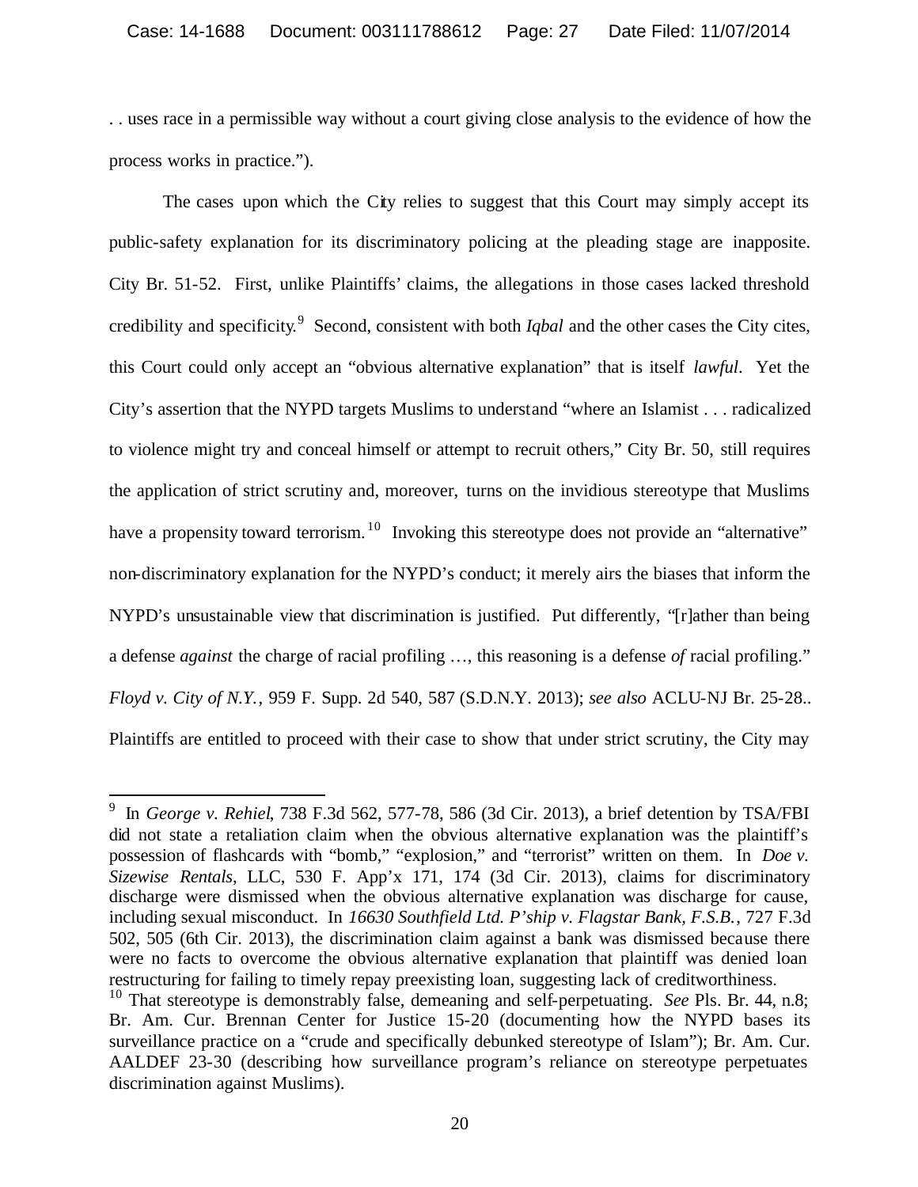. . uses race in a permissible way without a court giving close analysis to the evidence of how the process works in practice.").

The cases upon which the City relies to suggest that this Court may simply accept its public-safety explanation for its discriminatory policing at the pleading stage are inapposite. City Br. 51-52. First, unlike Plaintiffs' claims, the allegations in those cases lacked threshold credibility and specificity.[9] Second, consistent with both *Iqbal* and the other cases the City cites, this Court could only accept an "obvious alternative explanation" that is itself *lawful*. Yet the City's assertion that the NYPD targets Muslims to understand "where an Islamist . . . radicalized to violence might try and conceal himself or attempt to recruit others," City Br. 50, still requires the application of strict scrutiny and, moreover, turns on the invidious stereotype that Muslims have a propensity toward terrorism.[10] Invoking this stereotype does not provide an "alternative" non-discriminatory explanation for the NYPD's conduct; it merely airs the biases that inform the NYPD's unsustainable view that discrimination is justified. Put differently, "[r]ather than being a defense *against* the charge of racial profiling …, this reasoning is a defense *of* racial profiling." *Floyd v. City of N.Y.*, 959 F. Supp. 2d 540, 587 (S.D.N.Y. 2013); *see also* ACLU-NJ Br. 25-28.. Plaintiffs are entitled to proceed with their case to show that under strict scrutiny, the City may

---

[9] In *George v. Rehiel*, 738 F.3d 562, 577-78, 586 (3d Cir. 2013), a brief detention by TSA/FBI did not state a retaliation claim when the obvious alternative explanation was the plaintiff's possession of flashcards with "bomb," "explosion," and "terrorist" written on them. In *Doe v. Sizewise Rentals*, LLC, 530 F. App'x 171, 174 (3d Cir. 2013), claims for discriminatory discharge were dismissed when the obvious alternative explanation was discharge for cause, including sexual misconduct. In *16630 Southfield Ltd. P'ship v. Flagstar Bank, F.S.B.*, 727 F.3d 502, 505 (6th Cir. 2013), the discrimination claim against a bank was dismissed because there were no facts to overcome the obvious alternative explanation that plaintiff was denied loan restructuring for failing to timely repay preexisting loan, suggesting lack of creditworthiness.

[10] That stereotype is demonstrably false, demeaning and self-perpetuating. *See* Pls. Br. 44, n.8; Br. Am. Cur. Brennan Center for Justice 15-20 (documenting how the NYPD bases its surveillance practice on a "crude and specifically debunked stereotype of Islam"); Br. Am. Cur. AALDEF 23-30 (describing how surveillance program's reliance on stereotype perpetuates discrimination against Muslims).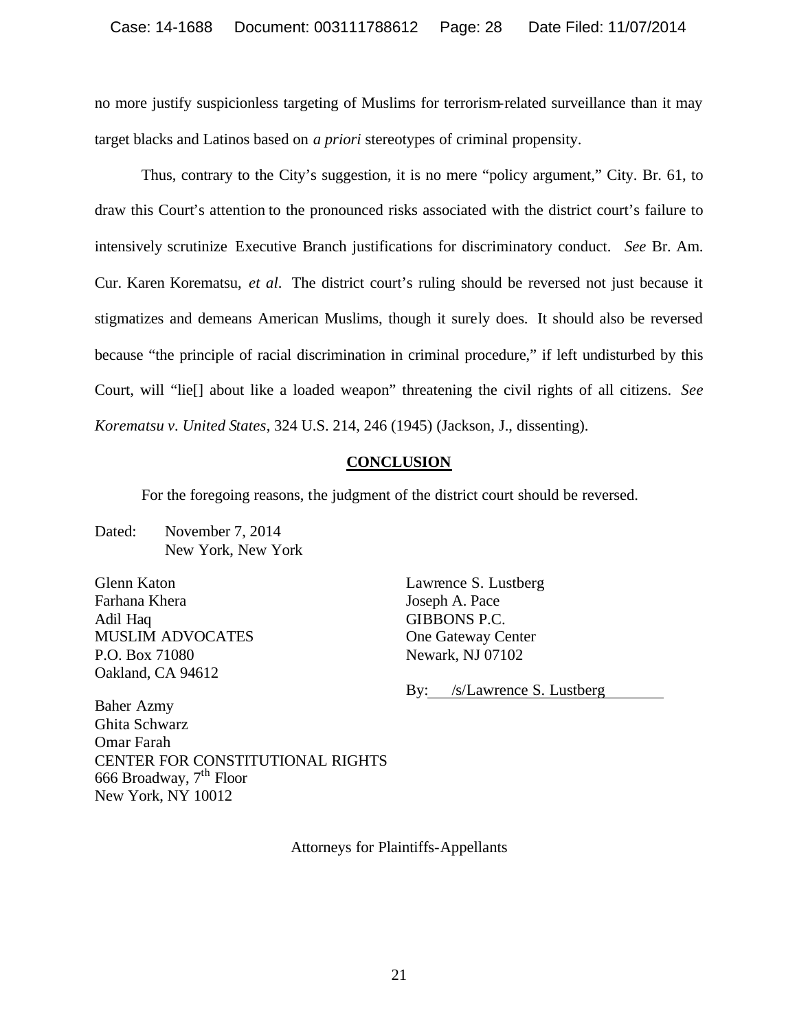no more justify suspicionless targeting of Muslims for terrorism-related surveillance than it may target blacks and Latinos based on *a priori* stereotypes of criminal propensity.

Thus, contrary to the City's suggestion, it is no mere "policy argument," City. Br. 61, to draw this Court's attention to the pronounced risks associated with the district court's failure to intensively scrutinize Executive Branch justifications for discriminatory conduct. *See* Br. Am. Cur. Karen Korematsu, *et al*. The district court's ruling should be reversed not just because it stigmatizes and demeans American Muslims, though it surely does. It should also be reversed because "the principle of racial discrimination in criminal procedure," if left undisturbed by this Court, will "lie[] about like a loaded weapon" threatening the civil rights of all citizens. *See Korematsu v. United States*, 324 U.S. 214, 246 (1945) (Jackson, J., dissenting).

## CONCLUSION

For the foregoing reasons, the judgment of the district court should be reversed.

Dated: November 7, 2014
New York, New York

Glenn Katon
Farhana Khera
Adil Haq
MUSLIM ADVOCATES
P.O. Box 71080
Oakland, CA 94612

Baher Azmy
Ghita Schwarz
Omar Farah
CENTER FOR CONSTITUTIONAL RIGHTS
666 Broadway, 7th Floor
New York, NY 10012

Lawrence S. Lustberg
Joseph A. Pace
GIBBONS P.C.
One Gateway Center
Newark, NJ 07102

By: /s/Lawrence S. Lustberg

Attorneys for Plaintiffs-Appellants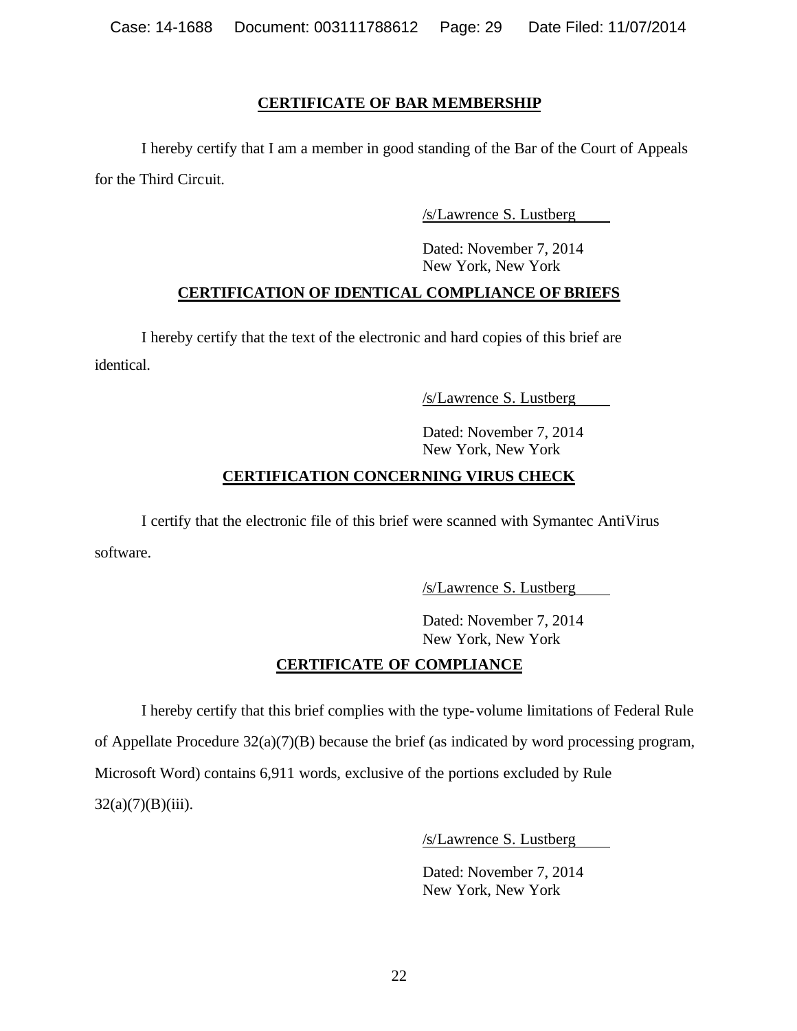## CERTIFICATE OF BAR MEMBERSHIP

I hereby certify that I am a member in good standing of the Bar of the Court of Appeals for the Third Circuit.

/s/Lawrence S. Lustberg

Dated: November 7, 2014
New York, New York

## CERTIFICATION OF IDENTICAL COMPLIANCE OF BRIEFS

I hereby certify that the text of the electronic and hard copies of this brief are identical.

/s/Lawrence S. Lustberg

Dated: November 7, 2014
New York, New York

## CERTIFICATION CONCERNING VIRUS CHECK

I certify that the electronic file of this brief were scanned with Symantec AntiVirus software.

/s/Lawrence S. Lustberg

Dated: November 7, 2014
New York, New York

## CERTIFICATE OF COMPLIANCE

I hereby certify that this brief complies with the type-volume limitations of Federal Rule of Appellate Procedure 32(a)(7)(B) because the brief (as indicated by word processing program, Microsoft Word) contains 6,911 words, exclusive of the portions excluded by Rule 32(a)(7)(B)(iii).

/s/Lawrence S. Lustberg

Dated: November 7, 2014
New York, New York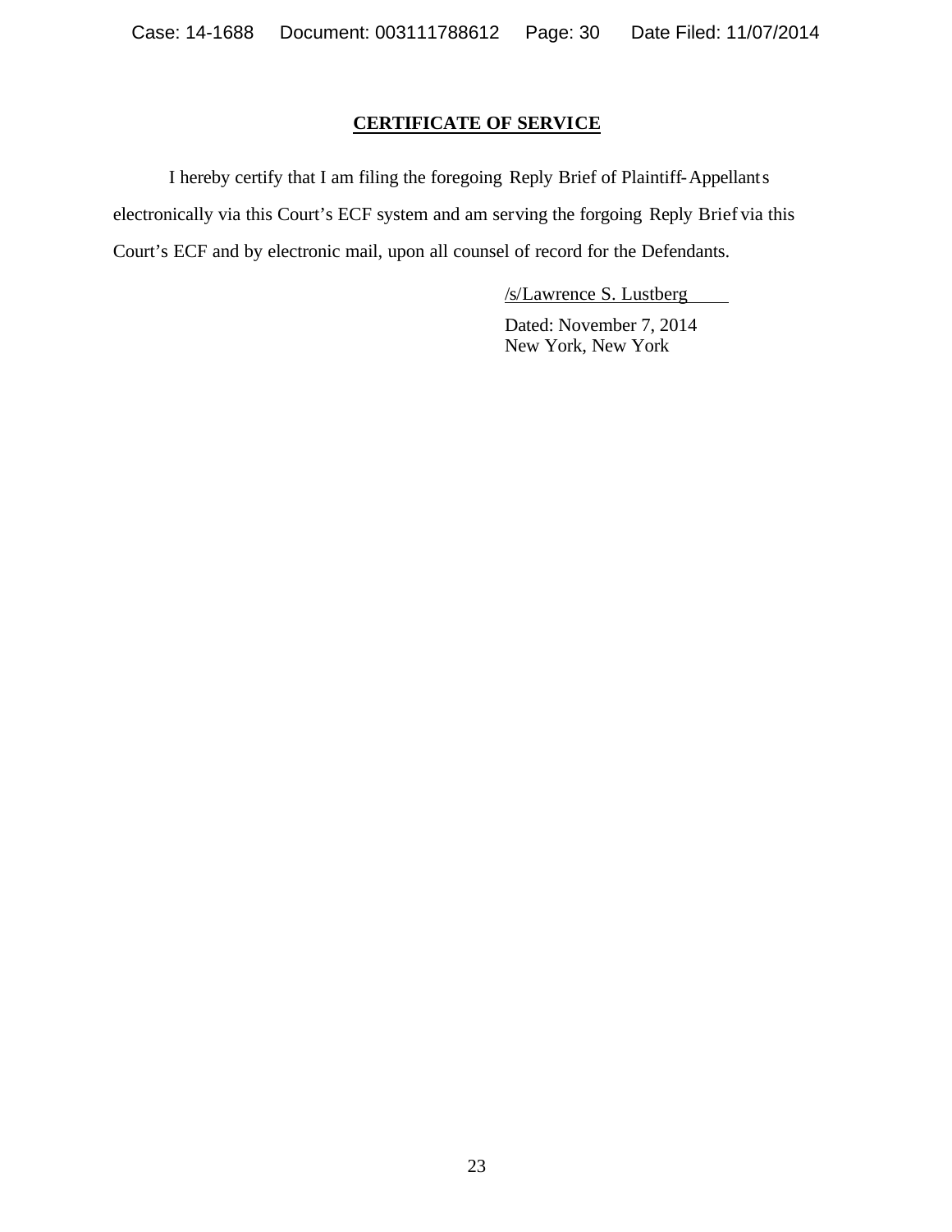## CERTIFICATE OF SERVICE

I hereby certify that I am filing the foregoing Reply Brief of Plaintiff-Appellants electronically via this Court's ECF system and am serving the forgoing Reply Brief via this Court's ECF and by electronic mail, upon all counsel of record for the Defendants.

/s/Lawrence S. Lustberg

Dated: November 7, 2014
New York, New York